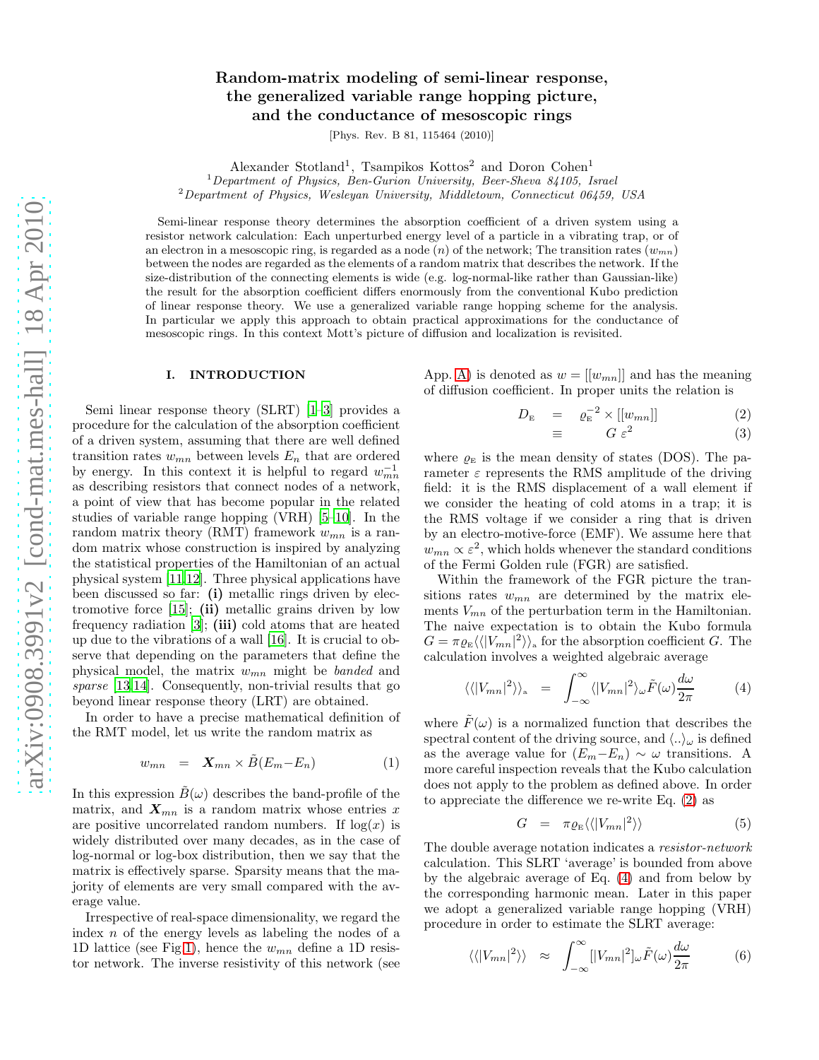# Random-matrix modeling of semi-linear response, the generalized variable range hopping picture, and the conductance of mesoscopic rings

[Phys. Rev. B 81, 115464 (2010)]

Alexander Stotland[1], Tsampikos Kottos[2] and Doron Cohen[1]

[1] *Department of Physics, Ben-Gurion University, Beer-Sheva 84105, Israel*
[2] *Department of Physics, Wesleyan University, Middletown, Connecticut 06459, USA*

Semi-linear response theory determines the absorption coefficient of a driven system using a resistor network calculation: Each unperturbed energy level of a particle in a vibrating trap, or of an electron in a mesoscopic ring, is regarded as a node ($n$) of the network; The transition rates ($w_{mn}$) between the nodes are regarded as the elements of a random matrix that describes the network. If the size-distribution of the connecting elements is wide (e.g. log-normal-like rather than Gaussian-like) the result for the absorption coefficient differs enormously from the conventional Kubo prediction of linear response theory. We use a generalized variable range hopping scheme for the analysis. In particular we apply this approach to obtain practical approximations for the conductance of mesoscopic rings. In this context Mott's picture of diffusion and localization is revisited.

## I. INTRODUCTION

Semi linear response theory (SLRT) [1–3] provides a procedure for the calculation of the absorption coefficient of a driven system, assuming that there are well defined transition rates $w_{mn}$ between levels $E_n$ that are ordered by energy. In this context it is helpful to regard $w_{mn}^{-1}$ as describing resistors that connect nodes of a network, a point of view that has become popular in the related studies of variable range hopping (VRH) [5–10]. In the random matrix theory (RMT) framework $w_{mn}$ is a random matrix whose construction is inspired by analyzing the statistical properties of the Hamiltonian of an actual physical system [11,12]. Three physical applications have been discussed so far: **(i)** metallic rings driven by electromotive force [15]; **(ii)** metallic grains driven by low frequency radiation [3]; **(iii)** cold atoms that are heated up due to the vibrations of a wall [16]. It is crucial to observe that depending on the parameters that define the physical model, the matrix $w_{mn}$ might be *banded* and *sparse* [13,14]. Consequently, non-trivial results that go beyond linear response theory (LRT) are obtained.

In order to have a precise mathematical definition of the RMT model, let us write the random matrix as

$$w_{mn} \quad = \quad \boldsymbol{X}_{mn} \times \tilde{B}(E_m - E_n) \tag{1}$$

In this expression $\tilde{B}(\omega)$ describes the band-profile of the matrix, and $\boldsymbol{X}_{mn}$ is a random matrix whose entries $x$ are positive uncorrelated random numbers. If $\log(x)$ is widely distributed over many decades, as in the case of log-normal or log-box distribution, then we say that the matrix is effectively sparse. Sparsity means that the majority of elements are very small compared with the average value.

Irrespective of real-space dimensionality, we regard the index $n$ of the energy levels as labeling the nodes of a 1D lattice (see Fig.1), hence the $w_{mn}$ define a 1D resistor network. The inverse resistivity of this network (see App. A) is denoted as $w = [[w_{mn}]]$ and has the meaning of diffusion coefficient. In proper units the relation is

$$\begin{aligned} D_{\mathrm{E}} \quad &= \quad \varrho_{\mathrm{E}}^{-2} \times [[w_{mn}]] &(2) \\ &\equiv \quad G \, \varepsilon^2 &(3) \end{aligned}$$

where $\varrho_{\mathrm{E}}$ is the mean density of states (DOS). The parameter $\varepsilon$ represents the RMS amplitude of the driving field: it is the RMS displacement of a wall element if we consider the heating of cold atoms in a trap; it is the RMS voltage if we consider a ring that is driven by an electro-motive-force (EMF). We assume here that $w_{mn} \propto \varepsilon^2$, which holds whenever the standard conditions of the Fermi Golden rule (FGR) are satisfied.

Within the framework of the FGR picture the transitions rates $w_{mn}$ are determined by the matrix elements $V_{mn}$ of the perturbation term in the Hamiltonian. The naive expectation is to obtain the Kubo formula $G = \pi \varrho_{\mathrm{E}} \langle\langle |V_{mn}|^2 \rangle\rangle_{\mathrm{a}}$ for the absorption coefficient $G$. The calculation involves a weighted algebraic average

$$\langle\langle |V_{mn}|^2 \rangle\rangle_{\mathrm{a}} \quad = \quad \int_{-\infty}^{\infty} \langle |V_{mn}|^2 \rangle_\omega \tilde{F}(\omega) \frac{d\omega}{2\pi} \tag{4}$$

where $\tilde{F}(\omega)$ is a normalized function that describes the spectral content of the driving source, and $\langle .. \rangle_\omega$ is defined as the average value for $(E_m - E_n) \sim \omega$ transitions. A more careful inspection reveals that the Kubo calculation does not apply to the problem as defined above. In order to appreciate the difference we re-write Eq. (2) as

$$G \quad = \quad \pi \varrho_{\mathrm{E}} \langle\langle |V_{mn}|^2 \rangle\rangle \tag{5}$$

The double average notation indicates a *resistor-network* calculation. This SLRT 'average' is bounded from above by the algebraic average of Eq. (4) and from below by the corresponding harmonic mean. Later in this paper we adopt a generalized variable range hopping (VRH) procedure in order to estimate the SLRT average:

$$\langle\langle |V_{mn}|^2 \rangle\rangle \quad \approx \quad \int_{-\infty}^{\infty} [|V_{mn}|^2]_\omega \tilde{F}(\omega) \frac{d\omega}{2\pi} \tag{6}$$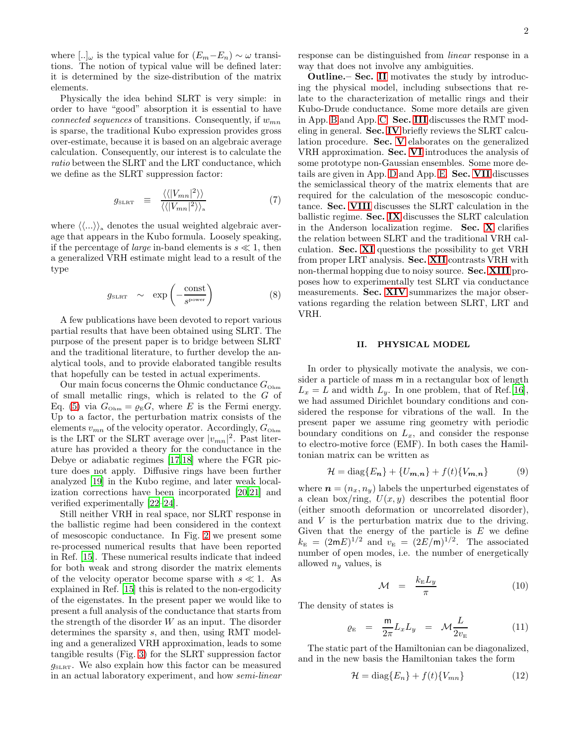where $[..]_\omega$ is the typical value for $(E_m - E_n) \sim \omega$ transitions. The notion of typical value will be defined later: it is determined by the size-distribution of the matrix elements.

Physically the idea behind SLRT is very simple: in order to have "good" absorption it is essential to have *connected sequences* of transitions. Consequently, if $w_{mn}$ is sparse, the traditional Kubo expression provides gross over-estimate, because it is based on an algebraic average calculation. Consequently, our interest is to calculate the *ratio* between the SLRT and the LRT conductance, which we define as the SLRT suppression factor:

$$g_{\text{SLRT}} \equiv \frac{\langle\langle |V_{mn}|^2 \rangle\rangle}{\langle\langle |V_{mn}|^2 \rangle\rangle_{\text{a}}} \tag{7}$$

where $\langle\langle ... \rangle\rangle_{\text{a}}$ denotes the usual weighted algebraic average that appears in the Kubo formula. Loosely speaking, if the percentage of *large* in-band elements is $s \ll 1$, then a generalized VRH estimate might lead to a result of the type

$$g_{\text{SLRT}} \sim \exp\left(-\frac{\text{const}}{s^{\text{power}}}\right) \tag{8}$$

A few publications have been devoted to report various partial results that have been obtained using SLRT. The purpose of the present paper is to bridge between SLRT and the traditional literature, to further develop the analytical tools, and to provide elaborated tangible results that hopefully can be tested in actual experiments.

Our main focus concerns the Ohmic conductance $G_{\text{Ohm}}$ of small metallic rings, which is related to the $G$ of Eq. (5) via $G_{\text{Ohm}} = \varrho_{\text{E}} G$, where $E$ is the Fermi energy. Up to a factor, the perturbation matrix consists of the elements $v_{mn}$ of the velocity operator. Accordingly, $G_{\text{Ohm}}$ is the LRT or the SLRT average over $|v_{mn}|^2$. Past literature has provided a theory for the conductance in the Debye or adiabatic regimes [17,18] where the FGR picture does not apply. Diffusive rings have been further analyzed [19] in the Kubo regime, and later weak localization corrections have been incorporated [20,21] and verified experimentally [22–24].

Still neither VRH in real space, nor SLRT response in the ballistic regime had been considered in the context of mesoscopic conductance. In Fig. 2 we present some re-processed numerical results that have been reported in Ref. [15]. These numerical results indicate that indeed for both weak and strong disorder the matrix elements of the velocity operator become sparse with $s \ll 1$. As explained in Ref. [15] this is related to the non-ergodicity of the eigenstates. In the present paper we would like to present a full analysis of the conductance that starts from the strength of the disorder $W$ as an input. The disorder determines the sparsity $s$, and then, using RMT modeling and a generalized VRH approximation, leads to some tangible results (Fig. 3) for the SLRT suppression factor $g_{\text{SLRT}}$. We also explain how this factor can be measured in an actual laboratory experiment, and how *semi-linear* response can be distinguished from *linear* response in a way that does not involve any ambiguities.

**Outline.**– **Sec. II** motivates the study by introducing the physical model, including subsections that relate to the characterization of metallic rings and their Kubo-Drude conductance. Some more details are given in App. B and App. C. **Sec. III** discusses the RMT modeling in general. **Sec. IV** briefly reviews the SLRT calculation procedure. **Sec. V** elaborates on the generalized VRH approximation. **Sec. VI** introduces the analysis of some prototype non-Gaussian ensembles. Some more details are given in App. D and App. E. **Sec. VII** discusses the semiclassical theory of the matrix elements that are required for the calculation of the mesoscopic conductance. **Sec. VIII** discusses the SLRT calculation in the ballistic regime. **Sec. IX** discusses the SLRT calculation in the Anderson localization regime. **Sec. X** clarifies the relation between SLRT and the traditional VRH calculation. **Sec. XI** questions the possibility to get VRH from proper LRT analysis. **Sec. XII** contrasts VRH with non-thermal hopping due to noisy source. **Sec. XIII** proposes how to experimentally test SLRT via conductance measurements. **Sec. XIV** summarizes the major observations regarding the relation between SLRT, LRT and VRH.

## II. PHYSICAL MODEL

In order to physically motivate the analysis, we consider a particle of mass $\mathsf{m}$ in a rectangular box of length $L_x = L$ and width $L_y$. In one problem, that of Ref. [16], we had assumed Dirichlet boundary conditions and considered the response for vibrations of the wall. In the present paper we assume ring geometry with periodic boundary conditions on $L_x$, and consider the response to electro-motive force (EMF). In both cases the Hamiltonian matrix can be written as

$$\mathcal{H} = \text{diag}\{E_{\boldsymbol{n}}\} + \{U_{\boldsymbol{m},\boldsymbol{n}}\} + f(t)\{V_{\boldsymbol{m},\boldsymbol{n}}\} \tag{9}$$

where $\boldsymbol{n} = (n_x, n_y)$ labels the unperturbed eigenstates of a clean box/ring, $U(x,y)$ describes the potential floor (either smooth deformation or uncorrelated disorder), and $V$ is the perturbation matrix due to the driving. Given that the energy of the particle is $E$ we define $k_{\text{E}} = (2\mathsf{m}E)^{1/2}$ and $v_{\text{E}} = (2E/\mathsf{m})^{1/2}$. The associated number of open modes, i.e. the number of energetically allowed $n_y$ values, is

$$\mathcal{M} = \frac{k_{\text{E}} L_y}{\pi} \tag{10}$$

The density of states is

$$\varrho_{\text{E}} = \frac{\mathsf{m}}{2\pi} L_x L_y = \mathcal{M} \frac{L}{2 v_{\text{E}}} \tag{11}$$

The static part of the Hamiltonian can be diagonalized, and in the new basis the Hamiltonian takes the form

$$\mathcal{H} = \text{diag}\{E_n\} + f(t)\{V_{mn}\} \tag{12}$$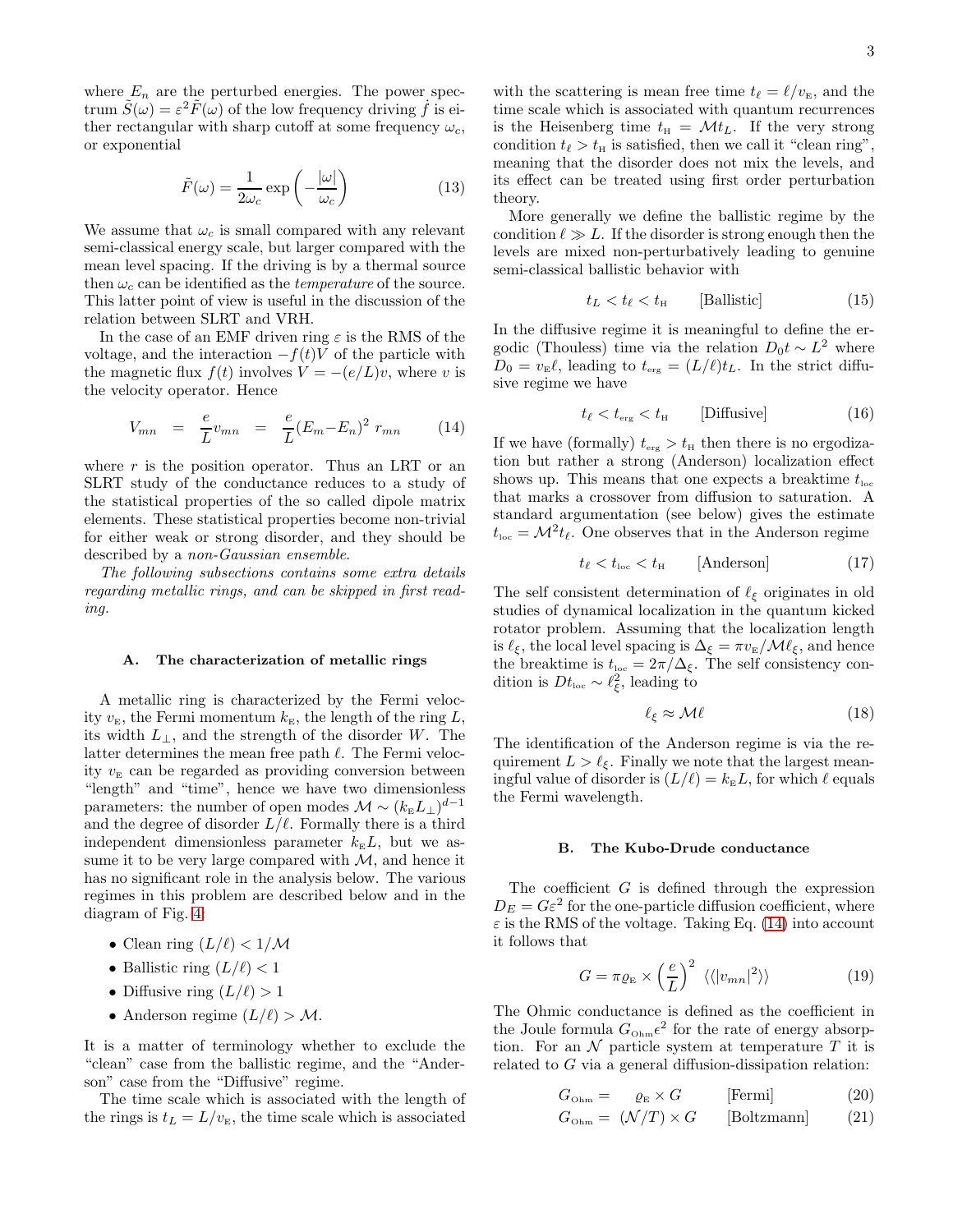where $E_n$ are the perturbed energies. The power spectrum $\tilde{S}(\omega) = \varepsilon^2 \tilde{F}(\omega)$ of the low frequency driving $\dot{f}$ is either rectangular with sharp cutoff at some frequency $\omega_c$, or exponential

$$\tilde{F}(\omega) = \frac{1}{2\omega_c} \exp\left(-\frac{|\omega|}{\omega_c}\right) \tag{13}$$

We assume that $\omega_c$ is small compared with any relevant semi-classical energy scale, but larger compared with the mean level spacing. If the driving is by a thermal source then $\omega_c$ can be identified as the *temperature* of the source. This latter point of view is useful in the discussion of the relation between SLRT and VRH.

In the case of an EMF driven ring $\varepsilon$ is the RMS of the voltage, and the interaction $-f(t)V$ of the particle with the magnetic flux $f(t)$ involves $V = -(e/L)v$, where $v$ is the velocity operator. Hence

$$V_{mn} \;=\; \frac{e}{L} v_{mn} \;=\; \frac{e}{L}(E_m - E_n)^2 \; r_{mn} \tag{14}$$

where $r$ is the position operator. Thus an LRT or an SLRT study of the conductance reduces to a study of the statistical properties of the so called dipole matrix elements. These statistical properties become non-trivial for either weak or strong disorder, and they should be described by a *non-Gaussian ensemble*.

*The following subsections contains some extra details regarding metallic rings, and can be skipped in first reading.*

### A. The characterization of metallic rings

A metallic ring is characterized by the Fermi velocity $v_{\text{E}}$, the Fermi momentum $k_{\text{E}}$, the length of the ring $L$, its width $L_{\perp}$, and the strength of the disorder $W$. The latter determines the mean free path $\ell$. The Fermi velocity $v_{\text{E}}$ can be regarded as providing conversion between "length" and "time", hence we have two dimensionless parameters: the number of open modes $\mathcal{M} \sim (k_{\text{E}} L_{\perp})^{d-1}$ and the degree of disorder $L/\ell$. Formally there is a third independent dimensionless parameter $k_{\text{E}} L$, but we assume it to be very large compared with $\mathcal{M}$, and hence it has no significant role in the analysis below. The various regimes in this problem are described below and in the diagram of Fig. 4:

- Clean ring $(L/\ell) < 1/\mathcal{M}$
- Ballistic ring $(L/\ell) < 1$
- Diffusive ring $(L/\ell) > 1$
- Anderson regime $(L/\ell) > \mathcal{M}$.

It is a matter of terminology whether to exclude the "clean" case from the ballistic regime, and the "Anderson" case from the "Diffusive" regime.

The time scale which is associated with the length of the rings is $t_L = L/v_{\text{E}}$, the time scale which is associated with the scattering is mean free time $t_\ell = \ell/v_{\text{E}}$, and the time scale which is associated with quantum recurrences is the Heisenberg time $t_{\text{H}} = \mathcal{M} t_L$. If the very strong condition $t_\ell > t_{\text{H}}$ is satisfied, then we call it "clean ring", meaning that the disorder does not mix the levels, and its effect can be treated using first order perturbation theory.

More generally we define the ballistic regime by the condition $\ell \gg L$. If the disorder is strong enough then the levels are mixed non-perturbatively leading to genuine semi-classical ballistic behavior with

$$t_L < t_\ell < t_{\text{H}} \qquad \text{[Ballistic]} \tag{15}$$

In the diffusive regime it is meaningful to define the ergodic (Thouless) time via the relation $D_0 t \sim L^2$ where $D_0 = v_{\text{E}} \ell$, leading to $t_{\text{erg}} = (L/\ell) t_L$. In the strict diffusive regime we have

$$t_\ell < t_{\text{erg}} < t_{\text{H}} \qquad \text{[Diffusive]} \tag{16}$$

If we have (formally) $t_{\text{erg}} > t_{\text{H}}$ then there is no ergodization but rather a strong (Anderson) localization effect shows up. This means that one expects a breaktime $t_{\text{loc}}$ that marks a crossover from diffusion to saturation. A standard argumentation (see below) gives the estimate $t_{\text{loc}} = \mathcal{M}^2 t_\ell$. One observes that in the Anderson regime

$$t_\ell < t_{\text{loc}} < t_{\text{H}} \qquad \text{[Anderson]} \tag{17}$$

The self consistent determination of $\ell_\xi$ originates in old studies of dynamical localization in the quantum kicked rotator problem. Assuming that the localization length is $\ell_\xi$, the local level spacing is $\Delta_\xi = \pi v_{\text{E}}/\mathcal{M}\ell_\xi$, and hence the breaktime is $t_{\text{loc}} = 2\pi/\Delta_\xi$. The self consistency condition is $D t_{\text{loc}} \sim \ell_\xi^2$, leading to

$$\ell_\xi \approx \mathcal{M}\ell \tag{18}$$

The identification of the Anderson regime is via the requirement $L > \ell_\xi$. Finally we note that the largest meaningful value of disorder is $(L/\ell) = k_{\text{E}} L$, for which $\ell$ equals the Fermi wavelength.

### B. The Kubo-Drude conductance

The coefficient $G$ is defined through the expression $D_E = G\varepsilon^2$ for the one-particle diffusion coefficient, where $\varepsilon$ is the RMS of the voltage. Taking Eq. (14) into account it follows that

$$G = \pi \varrho_{\text{E}} \times \left(\frac{e}{L}\right)^2 \; \langle\langle |v_{mn}|^2 \rangle\rangle \tag{19}$$

The Ohmic conductance is defined as the coefficient in the Joule formula $G_{\text{Ohm}}\epsilon^2$ for the rate of energy absorption. For an $\mathcal{N}$ particle system at temperature $T$ it is related to $G$ via a general diffusion-dissipation relation:

$$G_{\text{Ohm}} = \quad \varrho_{\text{E}} \times G \qquad \text{[Fermi]} \tag{20}$$

$$G_{\text{Ohm}} = \; (\mathcal{N}/T) \times G \qquad \text{[Boltzmann]} \tag{21}$$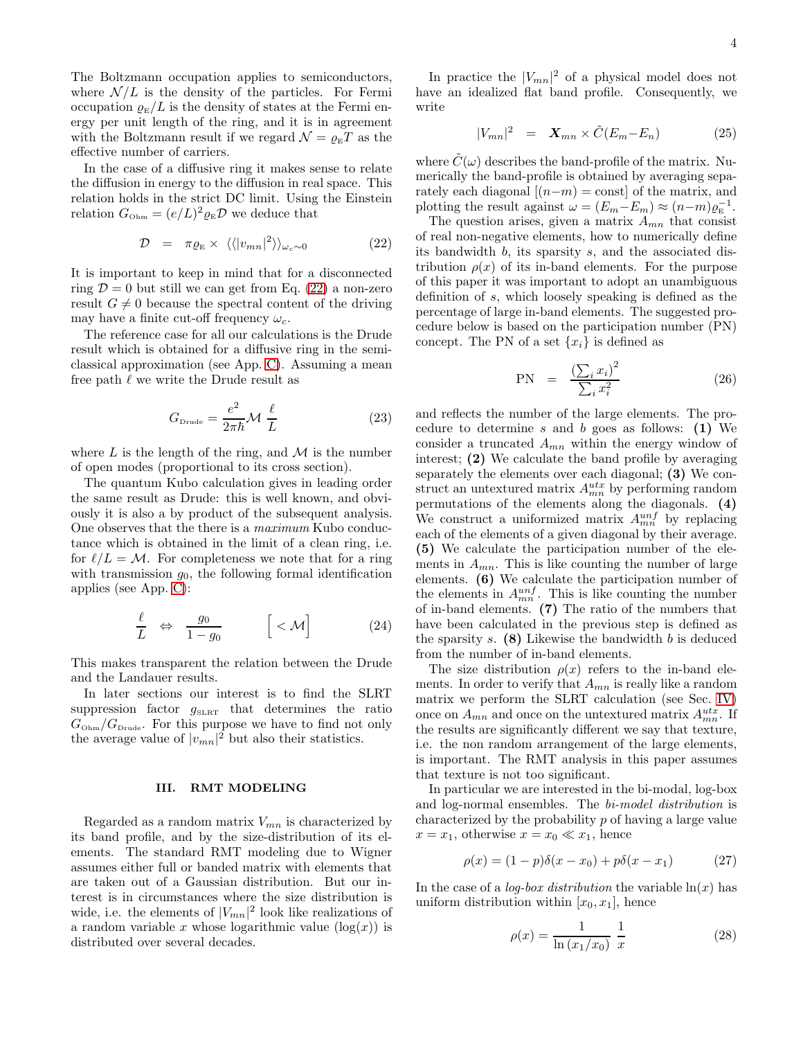The Boltzmann occupation applies to semiconductors, where $\mathcal{N}/L$ is the density of the particles. For Fermi occupation $\varrho_{\text{E}}/L$ is the density of states at the Fermi energy per unit length of the ring, and it is in agreement with the Boltzmann result if we regard $\mathcal{N} = \varrho_{\text{E}} T$ as the effective number of carriers.

In the case of a diffusive ring it makes sense to relate the diffusion in energy to the diffusion in real space. This relation holds in the strict DC limit. Using the Einstein relation $G_{\text{Ohm}} = (e/L)^2 \varrho_{\text{E}} \mathcal{D}$ we deduce that

$$\mathcal{D} \;\; = \;\; \pi \varrho_{\text{E}} \times \langle\langle |v_{mn}|^2 \rangle\rangle_{\omega_c \sim 0} \tag{22}$$

It is important to keep in mind that for a disconnected ring $\mathcal{D} = 0$ but still we can get from Eq. (22) a non-zero result $G \neq 0$ because the spectral content of the driving may have a finite cut-off frequency $\omega_c$.

The reference case for all our calculations is the Drude result which is obtained for a diffusive ring in the semi-classical approximation (see App. C). Assuming a mean free path $\ell$ we write the Drude result as

$$G_{\text{Drude}} = \frac{e^2}{2\pi\hbar} \mathcal{M} \; \frac{\ell}{L} \tag{23}$$

where $L$ is the length of the ring, and $\mathcal{M}$ is the number of open modes (proportional to its cross section).

The quantum Kubo calculation gives in leading order the same result as Drude: this is well known, and obviously it is also a by product of the subsequent analysis. One observes that the there is a *maximum* Kubo conductance which is obtained in the limit of a clean ring, i.e. for $\ell/L = \mathcal{M}$. For completeness we note that for a ring with transmission $g_0$, the following formal identification applies (see App. C):

$$\frac{\ell}{L} \;\; \Leftrightarrow \;\; \frac{g_0}{1-g_0} \qquad \Big[ < \mathcal{M} \Big] \tag{24}$$

This makes transparent the relation between the Drude and the Landauer results.

In later sections our interest is to find the SLRT suppression factor $g_{\text{SLRT}}$ that determines the ratio $G_{\text{Ohm}}/G_{\text{Drude}}$. For this purpose we have to find not only the average value of $|v_{mn}|^2$ but also their statistics.

## III. RMT MODELING

Regarded as a random matrix $V_{mn}$ is characterized by its band profile, and by the size-distribution of its elements. The standard RMT modeling due to Wigner assumes either full or banded matrix with elements that are taken out of a Gaussian distribution. But our interest is in circumstances where the size distribution is wide, i.e. the elements of $|V_{mn}|^2$ look like realizations of a random variable $x$ whose logarithmic value ($\log(x)$) is distributed over several decades.

In practice the $|V_{mn}|^2$ of a physical model does not have an idealized flat band profile. Consequently, we write

$$|V_{mn}|^2 \;\; = \;\; \boldsymbol{X}_{mn} \times \tilde{C}(E_m - E_n) \tag{25}$$

where $\tilde{C}(\omega)$ describes the band-profile of the matrix. Numerically the band-profile is obtained by averaging separately each diagonal $[(n-m) = \text{const}]$ of the matrix, and plotting the result against $\omega = (E_m - E_m) \approx (n-m)\varrho_{\text{E}}^{-1}$.

The question arises, given a matrix $A_{mn}$ that consist of real non-negative elements, how to numerically define its bandwidth $b$, its sparsity $s$, and the associated distribution $\rho(x)$ of its in-band elements. For the purpose of this paper it was important to adopt an unambiguous definition of $s$, which loosely speaking is defined as the percentage of large in-band elements. The suggested procedure below is based on the participation number (PN) concept. The PN of a set $\{x_i\}$ is defined as

$$\text{PN} \;\; = \;\; \frac{\left(\sum_i x_i\right)^2}{\sum_i x_i^2} \tag{26}$$

and reflects the number of the large elements. The procedure to determine $s$ and $b$ goes as follows: **(1)** We consider a truncated $A_{mn}$ within the energy window of interest; **(2)** We calculate the band profile by averaging separately the elements over each diagonal; **(3)** We construct an untextured matrix $A_{mn}^{utx}$ by performing random permutations of the elements along the diagonals. **(4)** We construct a uniformized matrix $A_{mn}^{unf}$ by replacing each of the elements of a given diagonal by their average. **(5)** We calculate the participation number of the elements in $A_{mn}$. This is like counting the number of large elements. **(6)** We calculate the participation number of the elements in $A_{mn}^{unf}$. This is like counting the number of in-band elements. **(7)** The ratio of the numbers that have been calculated in the previous step is defined as the sparsity $s$. **(8)** Likewise the bandwidth $b$ is deduced from the number of in-band elements.

The size distribution $\rho(x)$ refers to the in-band elements. In order to verify that $A_{mn}$ is really like a random matrix we perform the SLRT calculation (see Sec. IV) once on $A_{mn}$ and once on the untextured matrix $A_{mn}^{utx}$. If the results are significantly different we say that texture, i.e. the non random arrangement of the large elements, is important. The RMT analysis in this paper assumes that texture is not too significant.

In particular we are interested in the bi-modal, log-box and log-normal ensembles. The *bi-model distribution* is characterized by the probability $p$ of having a large value $x = x_1$, otherwise $x = x_0 \ll x_1$, hence

$$\rho(x) = (1-p)\delta(x - x_0) + p\delta(x - x_1) \tag{27}$$

In the case of a *log-box distribution* the variable $\ln(x)$ has uniform distribution within $[x_0, x_1]$, hence

$$\rho(x) = \frac{1}{\ln(x_1/x_0)} \; \frac{1}{x} \tag{28}$$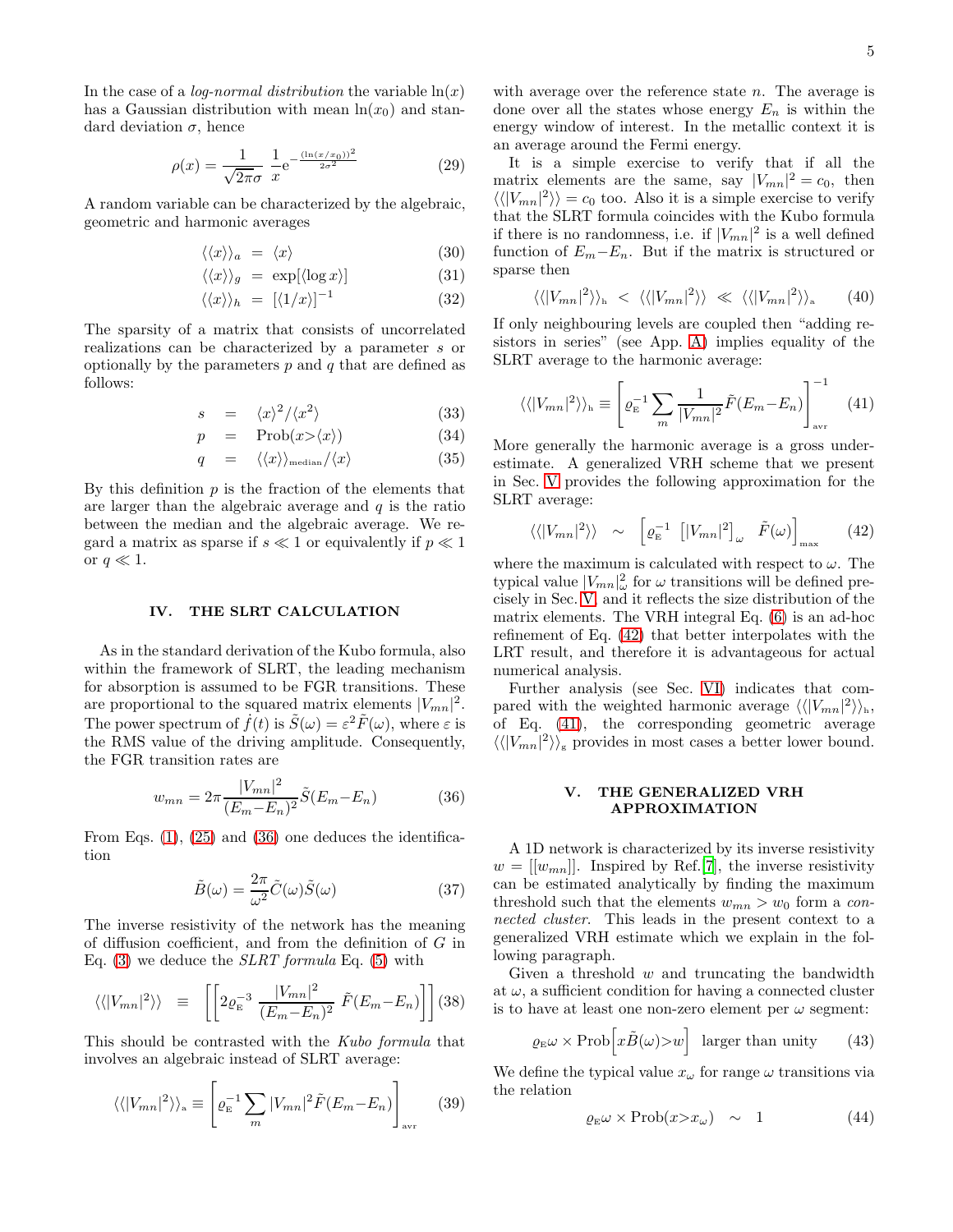In the case of a *log-normal distribution* the variable $\ln(x)$ has a Gaussian distribution with mean $\ln(x_0)$ and standard deviation $\sigma$, hence

$$\rho(x) = \frac{1}{\sqrt{2\pi}\sigma} \frac{1}{x} \mathrm{e}^{-\frac{(\ln(x/x_0))^2}{2\sigma^2}} \tag{29}$$

A random variable can be characterized by the algebraic, geometric and harmonic averages

$$\langle\langle x \rangle\rangle_a = \langle x \rangle \tag{30}$$

$$\langle\langle x \rangle\rangle_g = \exp[\langle \log x \rangle] \tag{31}$$

$$\langle\langle x \rangle\rangle_h = [\langle 1/x \rangle]^{-1} \tag{32}$$

The sparsity of a matrix that consists of uncorrelated realizations can be characterized by a parameter $s$ or optionally by the parameters $p$ and $q$ that are defined as follows:

$$s = \langle x \rangle^2 / \langle x^2 \rangle \tag{33}$$

$$p = \mathrm{Prob}(x > \langle x \rangle) \tag{34}$$

$$q = \langle\langle x \rangle\rangle_{\text{median}} / \langle x \rangle \tag{35}$$

By this definition $p$ is the fraction of the elements that are larger than the algebraic average and $q$ is the ratio between the median and the algebraic average. We regard a matrix as sparse if $s \ll 1$ or equivalently if $p \ll 1$ or $q \ll 1$.

## IV. THE SLRT CALCULATION

As in the standard derivation of the Kubo formula, also within the framework of SLRT, the leading mechanism for absorption is assumed to be FGR transitions. These are proportional to the squared matrix elements $|V_{mn}|^2$. The power spectrum of $\dot{f}(t)$ is $\tilde{S}(\omega) = \varepsilon^2 \tilde{F}(\omega)$, where $\varepsilon$ is the RMS value of the driving amplitude. Consequently, the FGR transition rates are

$$w_{mn} = 2\pi \frac{|V_{mn}|^2}{(E_m - E_n)^2} \tilde{S}(E_m - E_n) \tag{36}$$

From Eqs. (1), (25) and (36) one deduces the identification

$$\tilde{B}(\omega) = \frac{2\pi}{\omega^2} \tilde{C}(\omega) \tilde{S}(\omega) \tag{37}$$

The inverse resistivity of the network has the meaning of diffusion coefficient, and from the definition of $G$ in Eq. (3) we deduce the *SLRT formula* Eq. (5) with

$$\langle\langle |V_{mn}|^2 \rangle\rangle \equiv \left[\left[ 2\varrho_{\text{E}}^{-3} \frac{|V_{mn}|^2}{(E_m - E_n)^2} \tilde{F}(E_m - E_n) \right]\right] \tag{38}$$

This should be contrasted with the *Kubo formula* that involves an algebraic instead of SLRT average:

$$\langle\langle |V_{mn}|^2 \rangle\rangle_{\text{a}} \equiv \left[ \varrho_{\text{E}}^{-1} \sum_m |V_{mn}|^2 \tilde{F}(E_m - E_n) \right]_{\text{avr}} \tag{39}$$

with average over the reference state $n$. The average is done over all the states whose energy $E_n$ is within the energy window of interest. In the metallic context it is an average around the Fermi energy.

It is a simple exercise to verify that if all the matrix elements are the same, say $|V_{mn}|^2 = c_0$, then $\langle\langle |V_{mn}|^2 \rangle\rangle = c_0$ too. Also it is a simple exercise to verify that the SLRT formula coincides with the Kubo formula if there is no randomness, i.e. if $|V_{mn}|^2$ is a well defined function of $E_m - E_n$. But if the matrix is structured or sparse then

$$\langle\langle |V_{mn}|^2 \rangle\rangle_{\text{h}} < \langle\langle |V_{mn}|^2 \rangle\rangle \ll \langle\langle |V_{mn}|^2 \rangle\rangle_{\text{a}} \tag{40}$$

If only neighbouring levels are coupled then "adding resistors in series" (see App. A) implies equality of the SLRT average to the harmonic average:

$$\langle\langle |V_{mn}|^2 \rangle\rangle_{\text{h}} \equiv \left[ \varrho_{\text{E}}^{-1} \sum_m \frac{1}{|V_{mn}|^2} \tilde{F}(E_m - E_n) \right]_{\text{avr}}^{-1} \tag{41}$$

More generally the harmonic average is a gross underestimate. A generalized VRH scheme that we present in Sec. V provides the following approximation for the SLRT average:

$$\langle\langle |V_{mn}|^2 \rangle\rangle \sim \left[ \varrho_{\text{E}}^{-1} \left[ |V_{mn}|^2 \right]_\omega \tilde{F}(\omega) \right]_{\max} \tag{42}$$

where the maximum is calculated with respect to $\omega$. The typical value $|V_{mn}|^2_\omega$ for $\omega$ transitions will be defined precisely in Sec. V, and it reflects the size distribution of the matrix elements. The VRH integral Eq. (6) is an ad-hoc refinement of Eq. (42) that better interpolates with the LRT result, and therefore it is advantageous for actual numerical analysis.

Further analysis (see Sec. VI) indicates that compared with the weighted harmonic average $\langle\langle |V_{mn}|^2 \rangle\rangle_{\text{h}}$, of Eq. (41), the corresponding geometric average $\langle\langle |V_{mn}|^2 \rangle\rangle_{\text{g}}$ provides in most cases a better lower bound.

## V. THE GENERALIZED VRH APPROXIMATION

A 1D network is characterized by its inverse resistivity $w = [[w_{mn}]]$. Inspired by Ref. [7], the inverse resistivity can be estimated analytically by finding the maximum threshold such that the elements $w_{mn} > w_0$ form a *connected cluster*. This leads in the present context to a generalized VRH estimate which we explain in the following paragraph.

Given a threshold $w$ and truncating the bandwidth at $\omega$, a sufficient condition for having a connected cluster is to have at least one non-zero element per $\omega$ segment:

$$\varrho_{\text{E}} \omega \times \mathrm{Prob}\left[ x\tilde{B}(\omega) > w \right] \quad \text{larger than unity} \tag{43}$$

We define the typical value $x_\omega$ for range $\omega$ transitions via the relation

$$\varrho_{\text{E}} \omega \times \mathrm{Prob}(x > x_\omega) \sim 1 \tag{44}$$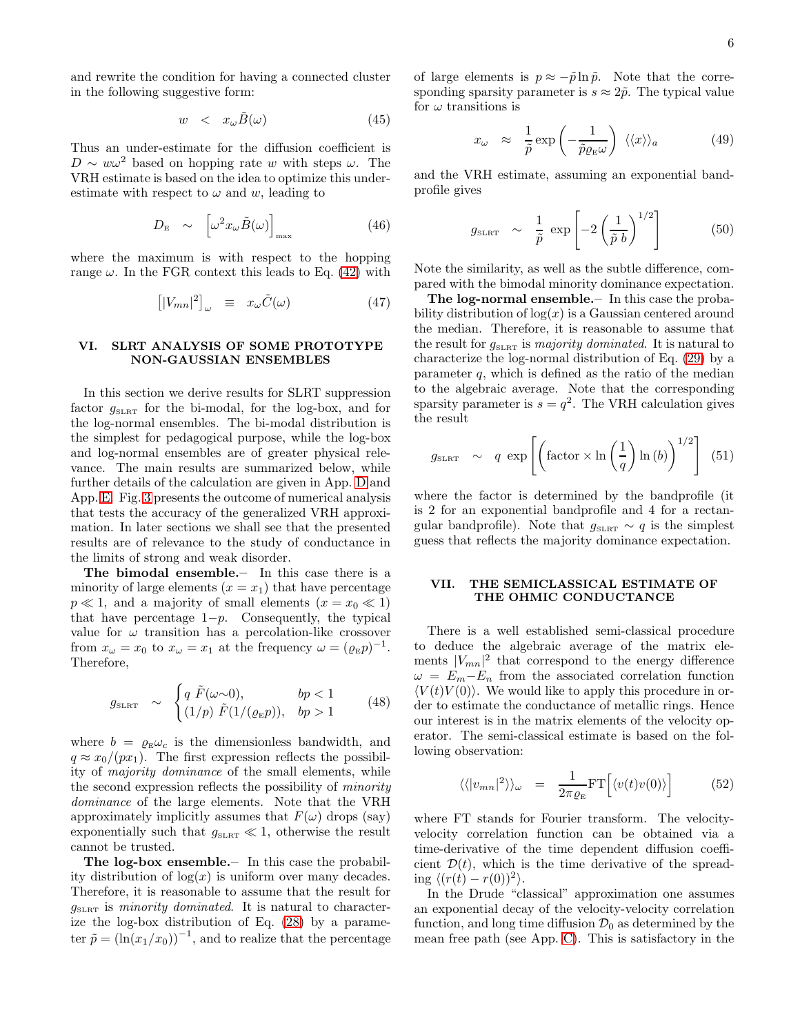and rewrite the condition for having a connected cluster in the following suggestive form:

$$w \;<\; x_\omega \tilde{B}(\omega) \tag{45}$$

Thus an under-estimate for the diffusion coefficient is $D \sim w\omega^2$ based on hopping rate $w$ with steps $\omega$. The VRH estimate is based on the idea to optimize this under-estimate with respect to $\omega$ and $w$, leading to

$$D_{\text{E}} \;\sim\; \Big[\omega^2 x_\omega \tilde{B}(\omega)\Big]_{\max} \tag{46}$$

where the maximum is with respect to the hopping range $\omega$. In the FGR context this leads to Eq. (42) with

$$\left[|V_{mn}|^2\right]_\omega \;\equiv\; x_\omega \tilde{C}(\omega) \tag{47}$$

## VI. SLRT ANALYSIS OF SOME PROTOTYPE NON-GAUSSIAN ENSEMBLES

In this section we derive results for SLRT suppression factor $g_{\text{SLRT}}$ for the bi-modal, for the log-box, and for the log-normal ensembles. The bi-modal distribution is the simplest for pedagogical purpose, while the log-box and log-normal ensembles are of greater physical relevance. The main results are summarized below, while further details of the calculation are given in App. D and App. E. Fig. 3 presents the outcome of numerical analysis that tests the accuracy of the generalized VRH approximation. In later sections we shall see that the presented results are of relevance to the study of conductance in the limits of strong and weak disorder.

**The bimodal ensemble.**– In this case there is a minority of large elements ($x = x_1$) that have percentage $p \ll 1$, and a majority of small elements ($x = x_0 \ll 1$) that have percentage $1-p$. Consequently, the typical value for $\omega$ transition has a percolation-like crossover from $x_\omega = x_0$ to $x_\omega = x_1$ at the frequency $\omega = (\varrho_{\text{E}} p)^{-1}$. Therefore,

$$g_{\text{SLRT}} \;\sim\; \begin{cases} q\;\tilde{F}(\omega{\sim}0), & bp<1 \\ (1/p)\;\tilde{F}(1/(\varrho_{\text{E}}p)), & bp>1 \end{cases} \tag{48}$$

where $b = \varrho_{\text{E}}\omega_c$ is the dimensionless bandwidth, and $q \approx x_0/(px_1)$. The first expression reflects the possibility of *majority dominance* of the small elements, while the second expression reflects the possibility of *minority dominance* of the large elements. Note that the VRH approximately implicitly assumes that $F(\omega)$ drops (say) exponentially such that $g_{\text{SLRT}} \ll 1$, otherwise the result cannot be trusted.

**The log-box ensemble.**– In this case the probability distribution of $\log(x)$ is uniform over many decades. Therefore, it is reasonable to assume that the result for $g_{\text{SLRT}}$ is *minority dominated*. It is natural to characterize the log-box distribution of Eq. (28) by a parameter $\tilde{p} = (\ln(x_1/x_0))^{-1}$, and to realize that the percentage of large elements is $p \approx -\tilde{p}\ln\tilde{p}$. Note that the corresponding sparsity parameter is $s \approx 2\tilde{p}$. The typical value for $\omega$ transitions is

$$x_\omega \;\approx\; \frac{1}{\tilde{p}}\exp\left(-\frac{1}{\tilde{p}\varrho_{\text{E}}\omega}\right)\;\langle\langle x\rangle\rangle_a \tag{49}$$

and the VRH estimate, assuming an exponential bandprofile gives

$$g_{\text{SLRT}} \;\sim\; \frac{1}{\tilde{p}}\;\exp\left[-2\left(\frac{1}{\tilde{p}\;b}\right)^{1/2}\right] \tag{50}$$

Note the similarity, as well as the subtle difference, compared with the bimodal minority dominance expectation.

**The log-normal ensemble.**– In this case the probability distribution of $\log(x)$ is a Gaussian centered around the median. Therefore, it is reasonable to assume that the result for $g_{\text{SLRT}}$ is *majority dominated*. It is natural to characterize the log-normal distribution of Eq. (29) by a parameter $q$, which is defined as the ratio of the median to the algebraic average. Note that the corresponding sparsity parameter is $s = q^2$. The VRH calculation gives the result

$$g_{\text{SLRT}} \;\sim\; q\;\exp\left[\left(\text{factor}\times\ln\left(\frac{1}{q}\right)\ln(b)\right)^{1/2}\right] \tag{51}$$

where the factor is determined by the bandprofile (it is 2 for an exponential bandprofile and 4 for a rectangular bandprofile). Note that $g_{\text{SLRT}} \sim q$ is the simplest guess that reflects the majority dominance expectation.

## VII. THE SEMICLASSICAL ESTIMATE OF THE OHMIC CONDUCTANCE

There is a well established semi-classical procedure to deduce the algebraic average of the matrix elements $|V_{mn}|^2$ that correspond to the energy difference $\omega = E_m - E_n$ from the associated correlation function $\langle V(t)V(0)\rangle$. We would like to apply this procedure in order to estimate the conductance of metallic rings. Hence our interest is in the matrix elements of the velocity operator. The semi-classical estimate is based on the following observation:

$$\langle\langle|v_{mn}|^2\rangle\rangle_\omega \;=\; \frac{1}{2\pi\varrho_{\text{E}}}\text{FT}\Big[\langle v(t)v(0)\rangle\Big] \tag{52}$$

where FT stands for Fourier transform. The velocity-velocity correlation function can be obtained via a time-derivative of the time dependent diffusion coefficient $\mathcal{D}(t)$, which is the time derivative of the spreading $\langle(r(t)-r(0))^2\rangle$.

In the Drude "classical" approximation one assumes an exponential decay of the velocity-velocity correlation function, and long time diffusion $\mathcal{D}_0$ as determined by the mean free path (see App. C). This is satisfactory in the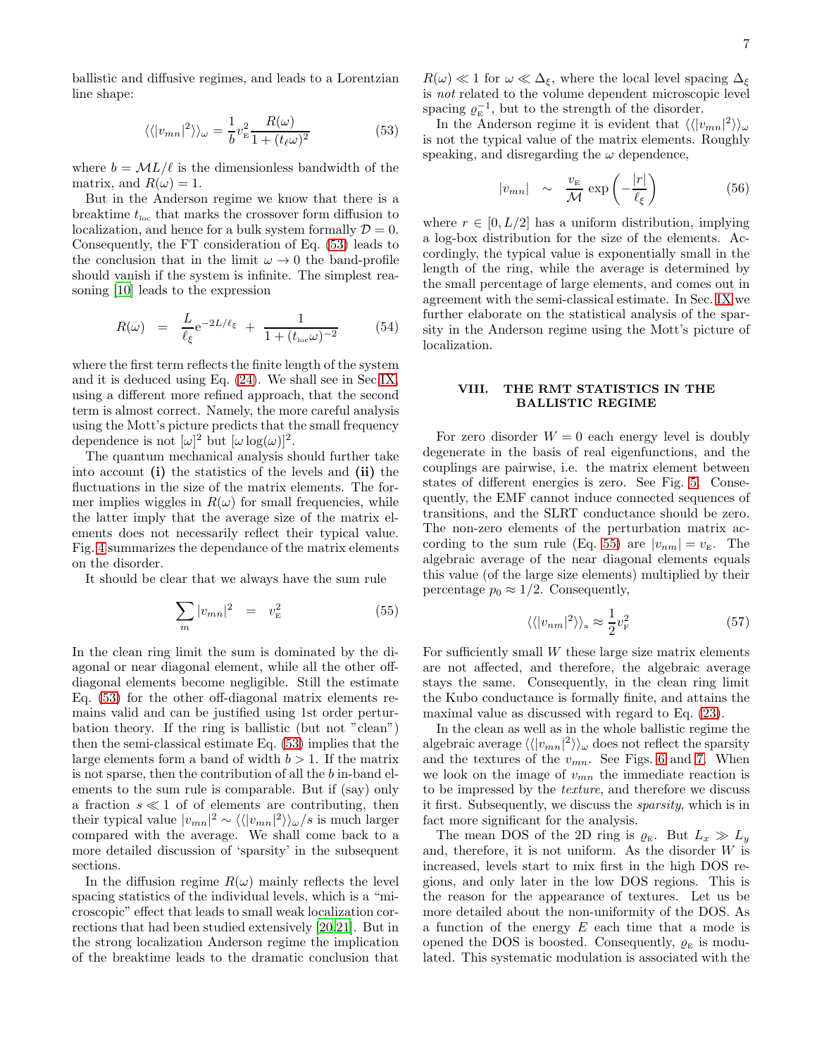ballistic and diffusive regimes, and leads to a Lorentzian line shape:

$$\langle\langle |v_{mn}|^2 \rangle\rangle_\omega = \frac{1}{b} v_{\text{E}}^2 \frac{R(\omega)}{1+(t_\ell \omega)^2} \tag{53}$$

where $b = \mathcal{M}L/\ell$ is the dimensionless bandwidth of the matrix, and $R(\omega) = 1$.

But in the Anderson regime we know that there is a breaktime $t_{\text{loc}}$ that marks the crossover form diffusion to localization, and hence for a bulk system formally $\mathcal{D} = 0$. Consequently, the FT consideration of Eq. (53) leads to the conclusion that in the limit $\omega \to 0$ the band-profile should vanish if the system is infinite. The simplest reasoning [10] leads to the expression

$$R(\omega) \;\; = \;\; \frac{L}{\ell_\xi} \mathrm{e}^{-2L/\ell_\xi} \; + \; \frac{1}{1+(t_{\text{loc}}\omega)^{-2}} \tag{54}$$

where the first term reflects the finite length of the system and it is deduced using Eq. (24). We shall see in Sec IX, using a different more refined approach, that the second term is almost correct. Namely, the more careful analysis using the Mott's picture predicts that the small frequency dependence is not $[\omega]^2$ but $[\omega \log(\omega)]^2$.

The quantum mechanical analysis should further take into account **(i)** the statistics of the levels and **(ii)** the fluctuations in the size of the matrix elements. The former implies wiggles in $R(\omega)$ for small frequencies, while the latter imply that the average size of the matrix elements does not necessarily reflect their typical value. Fig. 4 summarizes the dependance of the matrix elements on the disorder.

It should be clear that we always have the sum rule

$$\sum_m |v_{mn}|^2 \;\; = \;\; v_{\text{E}}^2 \tag{55}$$

In the clean ring limit the sum is dominated by the diagonal or near diagonal element, while all the other off-diagonal elements become negligible. Still the estimate Eq. (53) for the other off-diagonal matrix elements remains valid and can be justified using 1st order perturbation theory. If the ring is ballistic (but not "clean") then the semi-classical estimate Eq. (53) implies that the large elements form a band of width $b > 1$. If the matrix is not sparse, then the contribution of all the $b$ in-band elements to the sum rule is comparable. But if (say) only a fraction $s \ll 1$ of of elements are contributing, then their typical value $|v_{mn}|^2 \sim \langle\langle |v_{mn}|^2 \rangle\rangle_\omega / s$ is much larger compared with the average. We shall come back to a more detailed discussion of 'sparsity' in the subsequent sections.

In the diffusion regime $R(\omega)$ mainly reflects the level spacing statistics of the individual levels, which is a "microscopic" effect that leads to small weak localization corrections that had been studied extensively [20,21]. But in the strong localization Anderson regime the implication of the breaktime leads to the dramatic conclusion that $R(\omega) \ll 1$ for $\omega \ll \Delta_\xi$, where the local level spacing $\Delta_\xi$ is *not* related to the volume dependent microscopic level spacing $\varrho_{\text{E}}^{-1}$, but to the strength of the disorder.

In the Anderson regime it is evident that $\langle\langle |v_{mn}|^2 \rangle\rangle_\omega$ is not the typical value of the matrix elements. Roughly speaking, and disregarding the $\omega$ dependence,

$$|v_{mn}| \;\; \sim \;\; \frac{v_{\text{E}}}{\mathcal{M}} \exp\left(-\frac{|r|}{\ell_\xi}\right) \tag{56}$$

where $r \in [0, L/2]$ has a uniform distribution, implying a log-box distribution for the size of the elements. Accordingly, the typical value is exponentially small in the length of the ring, while the average is determined by the small percentage of large elements, and comes out in agreement with the semi-classical estimate. In Sec. IX we further elaborate on the statistical analysis of the sparsity in the Anderson regime using the Mott's picture of localization.

## VIII. THE RMT STATISTICS IN THE BALLISTIC REGIME

For zero disorder $W = 0$ each energy level is doubly degenerate in the basis of real eigenfunctions, and the couplings are pairwise, i.e. the matrix element between states of different energies is zero. See Fig. 5. Consequently, the EMF cannot induce connected sequences of transitions, and the SLRT conductance should be zero. The non-zero elements of the perturbation matrix according to the sum rule (Eq. 55) are $|v_{nm}| = v_{\text{E}}$. The algebraic average of the near diagonal elements equals this value (of the large size elements) multiplied by their percentage $p_0 \approx 1/2$. Consequently,

$$\langle\langle |v_{nm}|^2 \rangle\rangle_{\text{a}} \approx \frac{1}{2} v_{\text{F}}^2 \tag{57}$$

For sufficiently small $W$ these large size matrix elements are not affected, and therefore, the algebraic average stays the same. Consequently, in the clean ring limit the Kubo conductance is formally finite, and attains the maximal value as discussed with regard to Eq. (23).

In the clean as well as in the whole ballistic regime the algebraic average $\langle\langle |v_{mn}|^2 \rangle\rangle_\omega$ does not reflect the sparsity and the textures of the $v_{mn}$. See Figs. 6 and 7. When we look on the image of $v_{mn}$ the immediate reaction is to be impressed by the *texture*, and therefore we discuss it first. Subsequently, we discuss the *sparsity*, which is in fact more significant for the analysis.

The mean DOS of the 2D ring is $\varrho_{\text{E}}$. But $L_x \gg L_y$ and, therefore, it is not uniform. As the disorder $W$ is increased, levels start to mix first in the high DOS regions, and only later in the low DOS regions. This is the reason for the appearance of textures. Let us be more detailed about the non-uniformity of the DOS. As a function of the energy $E$ each time that a mode is opened the DOS is boosted. Consequently, $\varrho_{\text{E}}$ is modulated. This systematic modulation is associated with the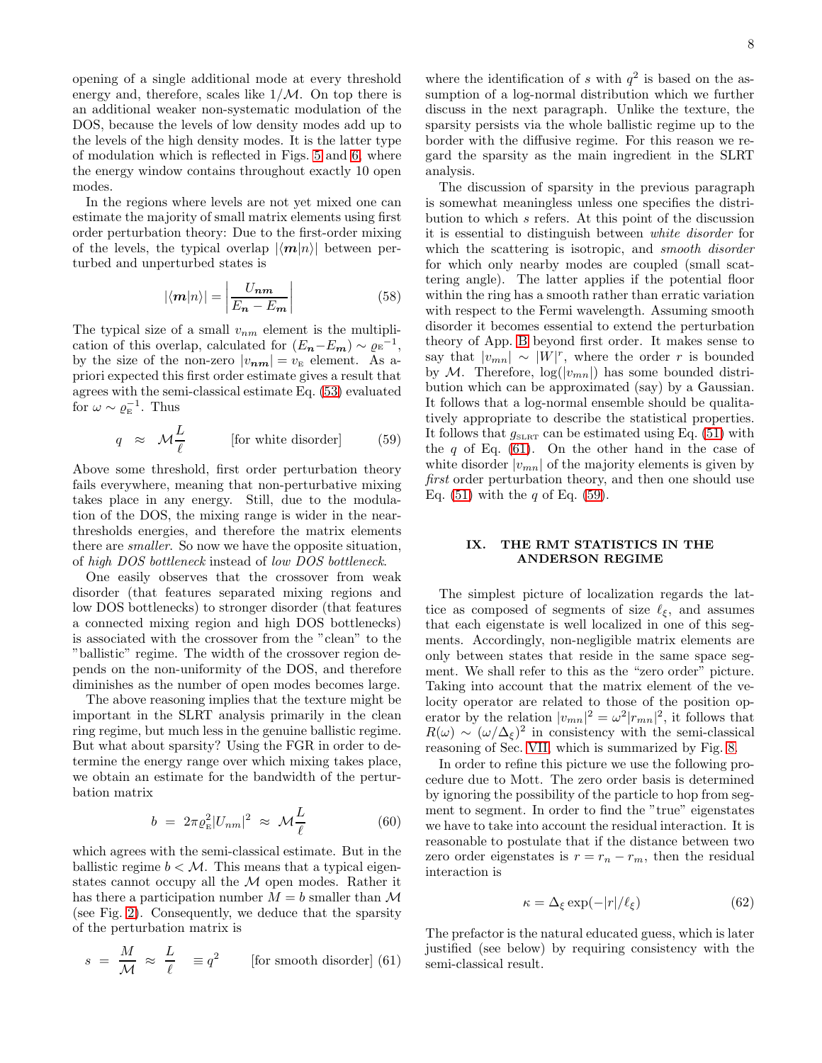opening of a single additional mode at every threshold energy and, therefore, scales like $1/\mathcal{M}$. On top there is an additional weaker non-systematic modulation of the DOS, because the levels of low density modes add up to the levels of the high density modes. It is the latter type of modulation which is reflected in Figs. 5 and 6, where the energy window contains throughout exactly 10 open modes.

In the regions where levels are not yet mixed one can estimate the majority of small matrix elements using first order perturbation theory: Due to the first-order mixing of the levels, the typical overlap $|\langle \boldsymbol{m}|n\rangle|$ between perturbed and unperturbed states is

$$|\langle \boldsymbol{m}|n\rangle| = \left|\frac{U_{\boldsymbol{nm}}}{E_{\boldsymbol{n}} - E_{\boldsymbol{m}}}\right| \tag{58}$$

The typical size of a small $v_{nm}$ element is the multiplication of this overlap, calculated for $(E_{\boldsymbol{n}}-E_{\boldsymbol{m}}) \sim {\varrho_{\text{E}}}^{-1}$, by the size of the non-zero $|v_{\boldsymbol{nm}}| = v_{\text{E}}$ element. As a-priori expected this first order estimate gives a result that agrees with the semi-classical estimate Eq. (53) evaluated for $\omega \sim \varrho_{\text{E}}^{-1}$. Thus

$$q \;\; \approx \;\; \mathcal{M}\frac{L}{\ell} \qquad\qquad \text{[for white disorder]} \tag{59}$$

Above some threshold, first order perturbation theory fails everywhere, meaning that non-perturbative mixing takes place in any energy. Still, due to the modulation of the DOS, the mixing range is wider in the near-thresholds energies, and therefore the matrix elements there are *smaller*. So now we have the opposite situation, of *high DOS bottleneck* instead of *low DOS bottleneck*.

One easily observes that the crossover from weak disorder (that features separated mixing regions and low DOS bottlenecks) to stronger disorder (that features a connected mixing region and high DOS bottlenecks) is associated with the crossover from the "clean" to the "ballistic" regime. The width of the crossover region depends on the non-uniformity of the DOS, and therefore diminishes as the number of open modes becomes large.

The above reasoning implies that the texture might be important in the SLRT analysis primarily in the clean ring regime, but much less in the genuine ballistic regime. But what about sparsity? Using the FGR in order to determine the energy range over which mixing takes place, we obtain an estimate for the bandwidth of the perturbation matrix

$$b \;=\; 2\pi\varrho_{\text{E}}^2|U_{nm}|^2 \;\approx\; \mathcal{M}\frac{L}{\ell} \tag{60}$$

which agrees with the semi-classical estimate. But in the ballistic regime $b < \mathcal{M}$. This means that a typical eigenstates cannot occupy all the $\mathcal{M}$ open modes. Rather it has there a participation number $M = b$ smaller than $\mathcal{M}$ (see Fig. 2). Consequently, we deduce that the sparsity of the perturbation matrix is

$$s \;=\; \frac{M}{\mathcal{M}} \;\approx\; \frac{L}{\ell} \quad \equiv q^2 \qquad \text{[for smooth disorder]} \tag{61}$$

where the identification of $s$ with $q^2$ is based on the assumption of a log-normal distribution which we further discuss in the next paragraph. Unlike the texture, the sparsity persists via the whole ballistic regime up to the border with the diffusive regime. For this reason we regard the sparsity as the main ingredient in the SLRT analysis.

The discussion of sparsity in the previous paragraph is somewhat meaningless unless one specifies the distribution to which $s$ refers. At this point of the discussion it is essential to distinguish between *white disorder* for which the scattering is isotropic, and *smooth disorder* for which only nearby modes are coupled (small scattering angle). The latter applies if the potential floor within the ring has a smooth rather than erratic variation with respect to the Fermi wavelength. Assuming smooth disorder it becomes essential to extend the perturbation theory of App. B beyond first order. It makes sense to say that $|v_{mn}| \sim |W|^r$, where the order $r$ is bounded by $\mathcal{M}$. Therefore, $\log(|v_{mn}|)$ has some bounded distribution which can be approximated (say) by a Gaussian. It follows that a log-normal ensemble should be qualitatively appropriate to describe the statistical properties. It follows that $g_{\text{SLRT}}$ can be estimated using Eq. (51) with the $q$ of Eq. (61). On the other hand in the case of white disorder $|v_{mn}|$ of the majority elements is given by *first* order perturbation theory, and then one should use Eq. (51) with the $q$ of Eq. (59).

## IX. THE RMT STATISTICS IN THE ANDERSON REGIME

The simplest picture of localization regards the lattice as composed of segments of size $\ell_\xi$, and assumes that each eigenstate is well localized in one of this segments. Accordingly, non-negligible matrix elements are only between states that reside in the same space segment. We shall refer to this as the "zero order" picture. Taking into account that the matrix element of the velocity operator are related to those of the position operator by the relation $|v_{mn}|^2 = \omega^2|r_{mn}|^2$, it follows that $R(\omega) \sim (\omega/\Delta_\xi)^2$ in consistency with the semi-classical reasoning of Sec. VII, which is summarized by Fig. 8.

In order to refine this picture we use the following procedure due to Mott. The zero order basis is determined by ignoring the possibility of the particle to hop from segment to segment. In order to find the "true" eigenstates we have to take into account the residual interaction. It is reasonable to postulate that if the distance between two zero order eigenstates is $r = r_n - r_m$, then the residual interaction is

$$\kappa = \Delta_\xi \exp(-|r|/\ell_\xi) \tag{62}$$

The prefactor is the natural educated guess, which is later justified (see below) by requiring consistency with the semi-classical result.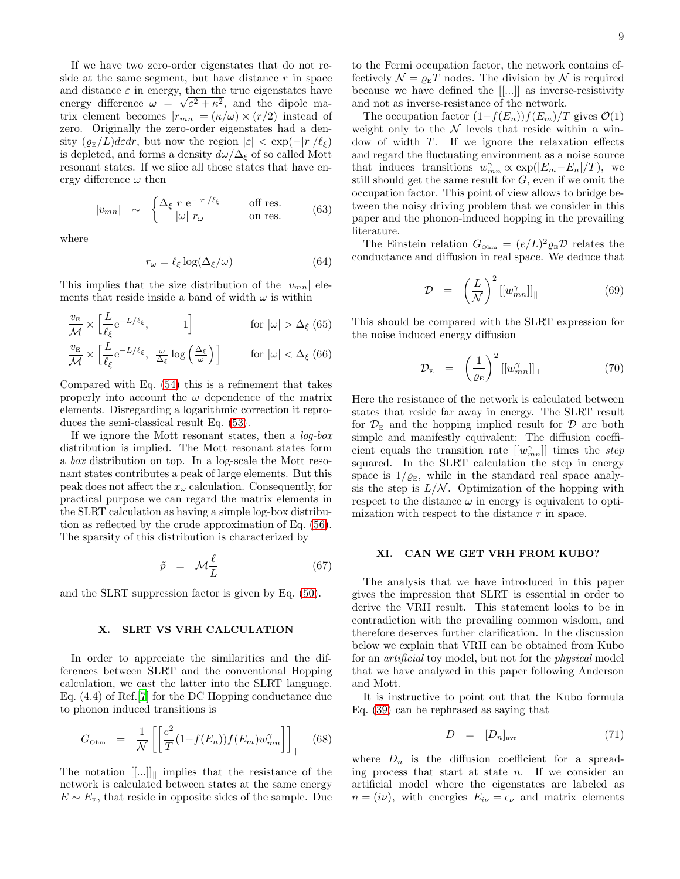If we have two zero-order eigenstates that do not reside at the same segment, but have distance $r$ in space and distance $\varepsilon$ in energy, then the true eigenstates have energy difference $\omega = \sqrt{\varepsilon^2 + \kappa^2}$, and the dipole matrix element becomes $|r_{mn}| = (\kappa/\omega) \times (r/2)$ instead of zero. Originally the zero-order eigenstates had a density $(\varrho_{\rm E}/L)d\varepsilon dr$, but now the region $|\varepsilon| < \exp(-|r|/\ell_\xi)$ is depleted, and forms a density $d\omega/\Delta_\xi$ of so called Mott resonant states. If we slice all those states that have energy difference $\omega$ then

$$|v_{mn}| \sim \begin{cases} \Delta_\xi \; r \; \mathrm{e}^{-|r|/\ell_\xi} & \text{off res.} \\ |\omega| \; r_\omega & \text{on res.} \end{cases} \tag{63}$$

where

$$r_\omega = \ell_\xi \log(\Delta_\xi/\omega) \tag{64}$$

This implies that the size distribution of the $|v_{mn}|$ elements that reside inside a band of width $\omega$ is within

$$\frac{v_{\rm E}}{\mathcal{M}} \times \left[\frac{L}{\ell_\xi}\mathrm{e}^{-L/\ell_\xi}, \quad 1\right] \qquad \text{for } |\omega| > \Delta_\xi \tag{65}$$

$$\frac{v_{\rm E}}{\mathcal{M}} \times \left[\frac{L}{\ell_\xi}\mathrm{e}^{-L/\ell_\xi}, \;\; \frac{\omega}{\Delta_\xi}\log\left(\frac{\Delta_\xi}{\omega}\right)\right] \qquad \text{for } |\omega| < \Delta_\xi \tag{66}$$

Compared with Eq. (54) this is a refinement that takes properly into account the $\omega$ dependence of the matrix elements. Disregarding a logarithmic correction it reproduces the semi-classical result Eq. (53).

If we ignore the Mott resonant states, then a *log-box* distribution is implied. The Mott resonant states form a *box* distribution on top. In a log-scale the Mott resonant states contributes a peak of large elements. But this peak does not affect the $x_\omega$ calculation. Consequently, for practical purpose we can regard the matrix elements in the SLRT calculation as having a simple log-box distribution as reflected by the crude approximation of Eq. (56). The sparsity of this distribution is characterized by

$$\tilde{p} \;\; = \;\; \mathcal{M}\frac{\ell}{L} \tag{67}$$

and the SLRT suppression factor is given by Eq. (50).

## X. SLRT VS VRH CALCULATION

In order to appreciate the similarities and the differences between SLRT and the conventional Hopping calculation, we cast the latter into the SLRT language. Eq. (4.4) of Ref.[7] for the DC Hopping conductance due to phonon induced transitions is

$$G_{\rm Ohm} \;\; = \;\; \frac{1}{\mathcal{N}}\left[\left[\frac{e^2}{T}(1{-}f(E_n))f(E_m)w^{\gamma}_{mn}\right]\right]_{\parallel} \tag{68}$$

The notation $[[...]]_\parallel$ implies that the resistance of the network is calculated between states at the same energy $E \sim E_{\rm E}$, that reside in opposite sides of the sample. Due to the Fermi occupation factor, the network contains effectively $\mathcal{N} = \varrho_{\rm E}T$ nodes. The division by $\mathcal{N}$ is required because we have defined the $[[...]]$ as inverse-resistivity and not as inverse-resistance of the network.

The occupation factor $(1{-}f(E_n))f(E_m)/T$ gives $\mathcal{O}(1)$ weight only to the $\mathcal{N}$ levels that reside within a window of width $T$. If we ignore the relaxation effects and regard the fluctuating environment as a noise source that induces transitions $w^{\gamma}_{mn} \propto \exp(|E_m{-}E_n|/T)$, we still should get the same result for $G$, even if we omit the occupation factor. This point of view allows to bridge between the noisy driving problem that we consider in this paper and the phonon-induced hopping in the prevailing literature.

The Einstein relation $G_{\rm Ohm} = (e/L)^2\varrho_{\rm E}\mathcal{D}$ relates the conductance and diffusion in real space. We deduce that

$$\mathcal{D} \;\; = \;\; \left(\frac{L}{\mathcal{N}}\right)^2 [[w^{\gamma}_{mn}]]_{\parallel} \tag{69}$$

This should be compared with the SLRT expression for the noise induced energy diffusion

$$\mathcal{D}_{\rm E} \;\; = \;\; \left(\frac{1}{\varrho_{\rm E}}\right)^2 [[w^{\gamma}_{mn}]]_{\perp} \tag{70}$$

Here the resistance of the network is calculated between states that reside far away in energy. The SLRT result for $\mathcal{D}_{\rm E}$ and the hopping implied result for $\mathcal{D}$ are both simple and manifestly equivalent: The diffusion coefficient equals the transition rate $[[w^{\gamma}_{mn}]]$ times the *step* squared. In the SLRT calculation the step in energy space is $1/\varrho_{\rm E}$, while in the standard real space analysis the step is $L/\mathcal{N}$. Optimization of the hopping with respect to the distance $\omega$ in energy is equivalent to optimization with respect to the distance $r$ in space.

## XI. CAN WE GET VRH FROM KUBO?

The analysis that we have introduced in this paper gives the impression that SLRT is essential in order to derive the VRH result. This statement looks to be in contradiction with the prevailing common wisdom, and therefore deserves further clarification. In the discussion below we explain that VRH can be obtained from Kubo for an *artificial* toy model, but not for the *physical* model that we have analyzed in this paper following Anderson and Mott.

It is instructive to point out that the Kubo formula Eq. (39) can be rephrased as saying that

$$D \;\; = \;\; [D_n]_{\rm avr} \tag{71}$$

where $D_n$ is the diffusion coefficient for a spreading process that start at state $n$. If we consider an artificial model where the eigenstates are labeled as $n = (i\nu)$, with energies $E_{i\nu} = \epsilon_\nu$ and matrix elements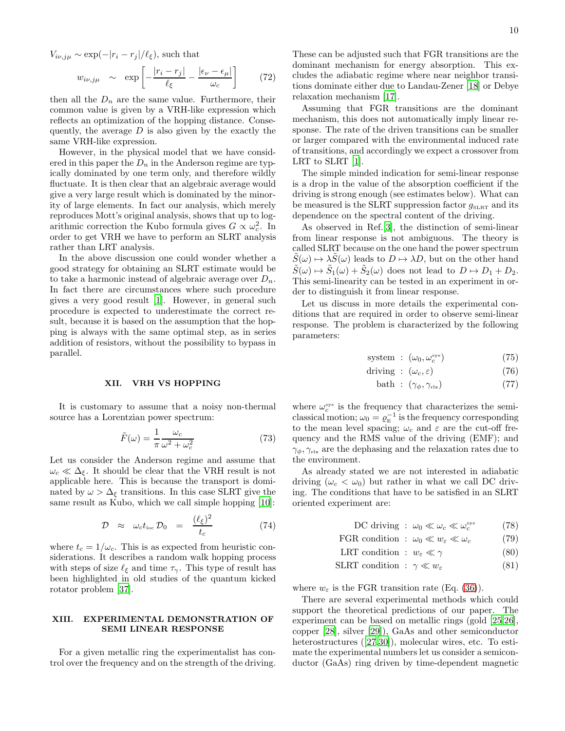$V_{i\nu,j\mu} \sim \exp(-|r_i - r_j|/\ell_\xi)$, such that

$$w_{i\nu,j\mu} \;\; \sim \;\; \exp\left[-\frac{|r_i-r_j|}{\ell_\xi} - \frac{|\epsilon_\nu - \epsilon_\mu|}{\omega_c}\right] \tag{72}$$

then all the $D_n$ are the same value. Furthermore, their common value is given by a VRH-like expression which reflects an optimization of the hopping distance. Consequently, the average $D$ is also given by the exactly the same VRH-like expression.

However, in the physical model that we have considered in this paper the $D_n$ in the Anderson regime are typically dominated by one term only, and therefore wildly fluctuate. It is then clear that an algebraic average would give a very large result which is dominated by the minority of large elements. In fact our analysis, which merely reproduces Mott's original analysis, shows that up to logarithmic correction the Kubo formula gives $G \propto \omega_c^2$. In order to get VRH we have to perform an SLRT analysis rather than LRT analysis.

In the above discussion one could wonder whether a good strategy for obtaining an SLRT estimate would be to take a harmonic instead of algebraic average over $D_n$. In fact there are circumstances where such procedure gives a very good result [1]. However, in general such procedure is expected to underestimate the correct result, because it is based on the assumption that the hopping is always with the same optimal step, as in series addition of resistors, without the possibility to bypass in parallel.

## XII. VRH VS HOPPING

It is customary to assume that a noisy non-thermal source has a Lorentzian power spectrum:

$$\tilde{F}(\omega) = \frac{1}{\pi}\frac{\omega_c}{\omega^2 + \omega_c^2} \tag{73}$$

Let us consider the Anderson regime and assume that $\omega_c \ll \Delta_\xi$. It should be clear that the VRH result is not applicable here. This is because the transport is dominated by $\omega > \Delta_\xi$ transitions. In this case SLRT give the same result as Kubo, which we call simple hopping [10]:

$$\mathcal{D} \;\; \approx \;\; \omega_c t_{\text{loc}}\, \mathcal{D}_0 \;\; = \;\; \frac{(\ell_\xi)^2}{t_c} \tag{74}$$

where $t_c = 1/\omega_c$. This is as expected from heuristic considerations. It describes a random walk hopping process with steps of size $\ell_\xi$ and time $\tau_\gamma$. This type of result has been highlighted in old studies of the quantum kicked rotator problem [37].

## XIII. EXPERIMENTAL DEMONSTRATION OF SEMI LINEAR RESPONSE

For a given metallic ring the experimentalist has control over the frequency and on the strength of the driving. These can be adjusted such that FGR transitions are the dominant mechanism for energy absorption. This excludes the adiabatic regime where near neighbor transitions dominate either due to Landau-Zener [18] or Debye relaxation mechanism [17].

Assuming that FGR transitions are the dominant mechanism, this does not automatically imply linear response. The rate of the driven transitions can be smaller or larger compared with the environmental induced rate of transitions, and accordingly we expect a crossover from LRT to SLRT [1].

The simple minded indication for semi-linear response is a drop in the value of the absorption coefficient if the driving is strong enough (see estimates below). What can be measured is the SLRT suppression factor $g_{\text{SLRT}}$ and its dependence on the spectral content of the driving.

As observed in Ref.[3], the distinction of semi-linear from linear response is not ambiguous. The theory is called SLRT because on the one hand the power spectrum $\tilde{S}(\omega) \mapsto \lambda \tilde{S}(\omega)$ leads to $D \mapsto \lambda D$, but on the other hand $\tilde{S}(\omega) \mapsto \tilde{S}_1(\omega) + \tilde{S}_2(\omega)$ does not lead to $D \mapsto D_1 + D_2$. This semi-linearity can be tested in an experiment in order to distinguish it from linear response.

Let us discuss in more details the experimental conditions that are required in order to observe semi-linear response. The problem is characterized by the following parameters:

$$\text{system} \;:\; (\omega_0, \omega_c^{\text{sys}}) \tag{75}$$

$$\text{driving} \;:\; (\omega_c, \varepsilon) \tag{76}$$

$$\text{bath} \;:\; (\gamma_\phi, \gamma_{\text{rlx}}) \tag{77}$$

where $\omega_c^{\text{sys}}$ is the frequency that characterizes the semiclassical motion; $\omega_0 = \varrho_{\text{F}}^{-1}$ is the frequency corresponding to the mean level spacing; $\omega_c$ and $\varepsilon$ are the cut-off frequency and the RMS value of the driving (EMF); and $\gamma_\phi, \gamma_{\text{rlx}}$ are the dephasing and the relaxation rates due to the environment.

As already stated we are not interested in adiabatic driving ($\omega_c < \omega_0$) but rather in what we call DC driving. The conditions that have to be satisfied in an SLRT oriented experiment are:

$$\text{DC driving} \;:\; \omega_0 \ll \omega_c \ll \omega_c^{\text{sys}} \tag{78}$$

$$\text{FGR condition} \;:\; \omega_0 \ll w_\varepsilon \ll \omega_c \tag{79}$$

$$\text{LRT condition} \;:\; w_\varepsilon \ll \gamma \tag{80}$$

$$\text{SLRT condition} \;:\; \gamma \ll w_\varepsilon \tag{81}$$

where $w_\varepsilon$ is the FGR transition rate (Eq. (36)).

There are several experimental methods which could support the theoretical predictions of our paper. The experiment can be based on metallic rings (gold [25,26], copper [28], silver [29]), GaAs and other semiconductor heterostructures ([27,30]), molecular wires, etc. To estimate the experimental numbers let us consider a semiconductor (GaAs) ring driven by time-dependent magnetic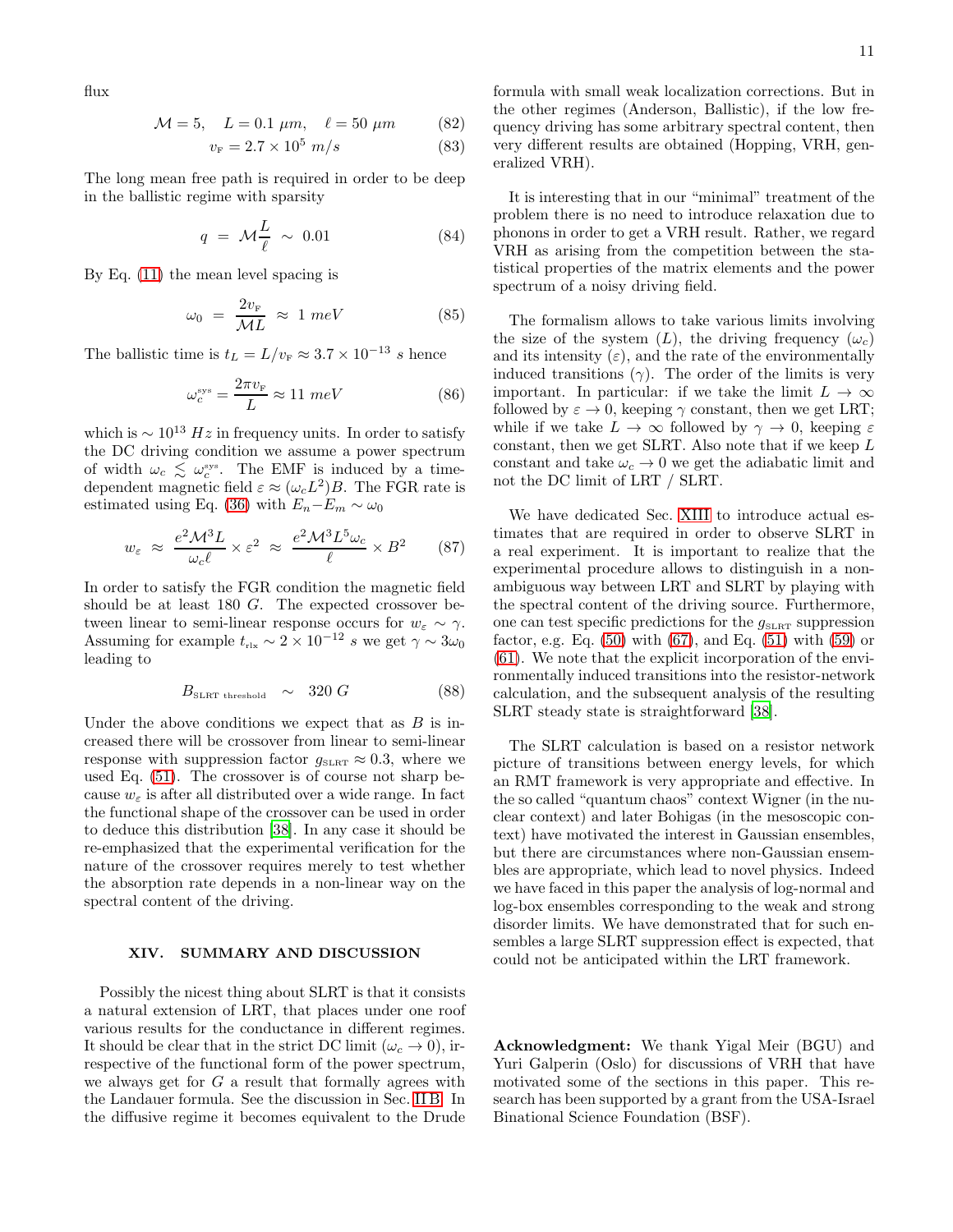flux

$$\mathcal{M} = 5, \quad L = 0.1\ \mu m, \quad \ell = 50\ \mu m \tag{82}$$

$$v_{\text{F}} = 2.7 \times 10^5\ m/s \tag{83}$$

The long mean free path is required in order to be deep in the ballistic regime with sparsity

$$q \ = \ \mathcal{M}\frac{L}{\ell} \ \sim \ 0.01 \tag{84}$$

By Eq. (11) the mean level spacing is

$$\omega_0 \ = \ \frac{2v_{\text{F}}}{\mathcal{M}L} \ \approx \ 1\ meV \tag{85}$$

The ballistic time is $t_L = L/v_{\text{F}} \approx 3.7 \times 10^{-13}\ s$ hence

$$\omega_c^{\text{sys}} = \frac{2\pi v_{\text{F}}}{L} \approx 11\ meV \tag{86}$$

which is $\sim 10^{13}\ Hz$ in frequency units. In order to satisfy the DC driving condition we assume a power spectrum of width $\omega_c \lesssim \omega_c^{\text{sys}}$. The EMF is induced by a time-dependent magnetic field $\varepsilon \approx (\omega_c L^2)B$. The FGR rate is estimated using Eq. (36) with $E_n - E_m \sim \omega_0$

$$w_\varepsilon \ \approx \ \frac{e^2\mathcal{M}^3 L}{\omega_c \ell} \times \varepsilon^2 \ \approx \ \frac{e^2\mathcal{M}^3 L^5 \omega_c}{\ell} \times B^2 \tag{87}$$

In order to satisfy the FGR condition the magnetic field should be at least 180 $G$. The expected crossover between linear to semi-linear response occurs for $w_\varepsilon \sim \gamma$. Assuming for example $t_{\text{rlx}} \sim 2 \times 10^{-12}\ s$ we get $\gamma \sim 3\omega_0$ leading to

$$B_{\text{SLRT threshold}} \ \sim \ 320\ G \tag{88}$$

Under the above conditions we expect that as $B$ is increased there will be crossover from linear to semi-linear response with suppression factor $g_{\text{SLRT}} \approx 0.3$, where we used Eq. (51). The crossover is of course not sharp because $w_\varepsilon$ is after all distributed over a wide range. In fact the functional shape of the crossover can be used in order to deduce this distribution [38]. In any case it should be re-emphasized that the experimental verification for the nature of the crossover requires merely to test whether the absorption rate depends in a non-linear way on the spectral content of the driving.

## XIV. SUMMARY AND DISCUSSION

Possibly the nicest thing about SLRT is that it consists a natural extension of LRT, that places under one roof various results for the conductance in different regimes. It should be clear that in the strict DC limit ($\omega_c \to 0$), irrespective of the functional form of the power spectrum, we always get for $G$ a result that formally agrees with the Landauer formula. See the discussion in Sec. II B. In the diffusive regime it becomes equivalent to the Drude formula with small weak localization corrections. But in the other regimes (Anderson, Ballistic), if the low frequency driving has some arbitrary spectral content, then very different results are obtained (Hopping, VRH, generalized VRH).

It is interesting that in our "minimal" treatment of the problem there is no need to introduce relaxation due to phonons in order to get a VRH result. Rather, we regard VRH as arising from the competition between the statistical properties of the matrix elements and the power spectrum of a noisy driving field.

The formalism allows to take various limits involving the size of the system ($L$), the driving frequency ($\omega_c$) and its intensity ($\varepsilon$), and the rate of the environmentally induced transitions ($\gamma$). The order of the limits is very important. In particular: if we take the limit $L \to \infty$ followed by $\varepsilon \to 0$, keeping $\gamma$ constant, then we get LRT; while if we take $L \to \infty$ followed by $\gamma \to 0$, keeping $\varepsilon$ constant, then we get SLRT. Also note that if we keep $L$ constant and take $\omega_c \to 0$ we get the adiabatic limit and not the DC limit of LRT / SLRT.

We have dedicated Sec. XIII to introduce actual estimates that are required in order to observe SLRT in a real experiment. It is important to realize that the experimental procedure allows to distinguish in a non-ambiguous way between LRT and SLRT by playing with the spectral content of the driving source. Furthermore, one can test specific predictions for the $g_{\text{SLRT}}$ suppression factor, e.g. Eq. (50) with (67), and Eq. (51) with (59) or (61). We note that the explicit incorporation of the environmentally induced transitions into the resistor-network calculation, and the subsequent analysis of the resulting SLRT steady state is straightforward [38].

The SLRT calculation is based on a resistor network picture of transitions between energy levels, for which an RMT framework is very appropriate and effective. In the so called "quantum chaos" context Wigner (in the nuclear context) and later Bohigas (in the mesoscopic context) have motivated the interest in Gaussian ensembles, but there are circumstances where non-Gaussian ensembles are appropriate, which lead to novel physics. Indeed we have faced in this paper the analysis of log-normal and log-box ensembles corresponding to the weak and strong disorder limits. We have demonstrated that for such ensembles a large SLRT suppression effect is expected, that could not be anticipated within the LRT framework.

**Acknowledgment:** We thank Yigal Meir (BGU) and Yuri Galperin (Oslo) for discussions of VRH that have motivated some of the sections in this paper. This research has been supported by a grant from the USA-Israel Binational Science Foundation (BSF).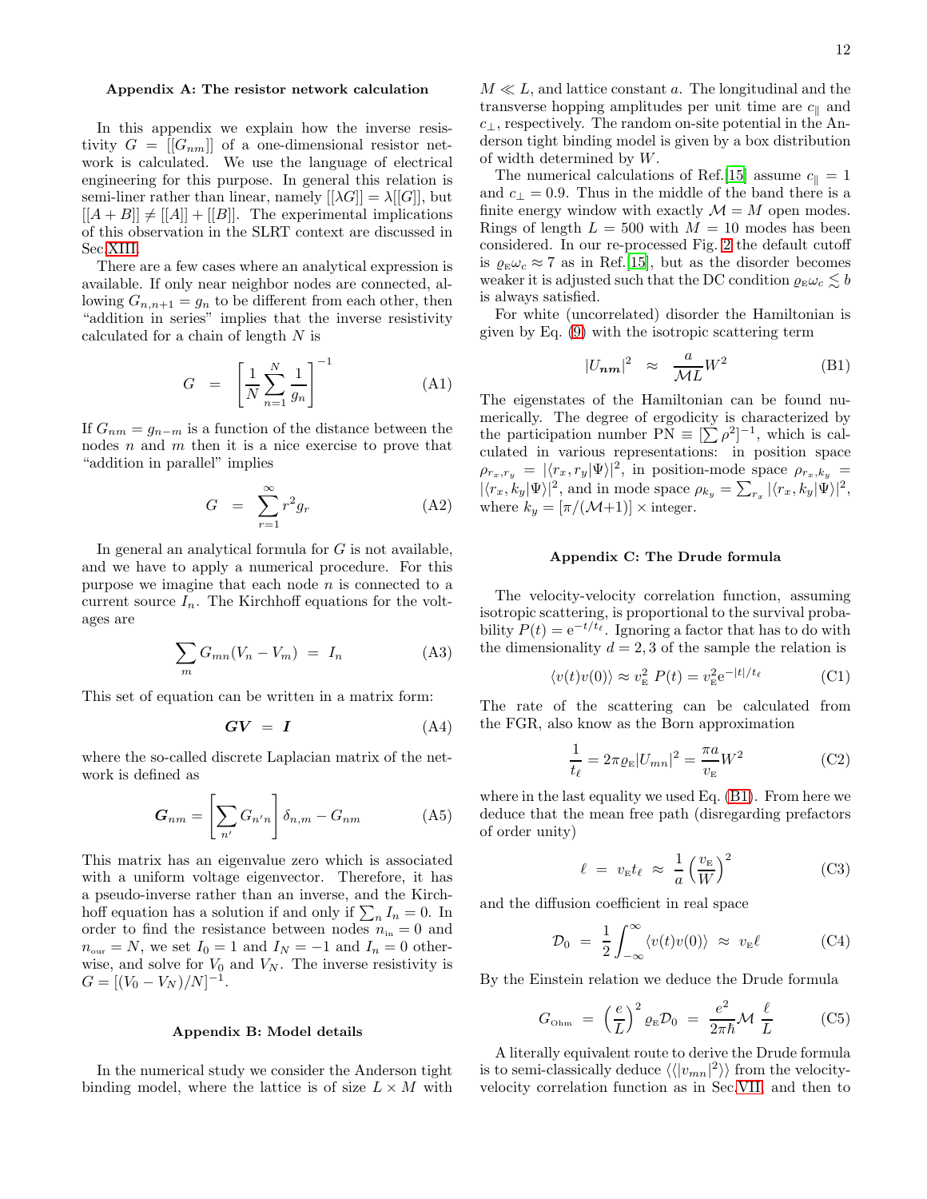### Appendix A: The resistor network calculation

In this appendix we explain how the inverse resistivity $G = [[G_{nm}]]$ of a one-dimensional resistor network is calculated. We use the language of electrical engineering for this purpose. In general this relation is semi-liner rather than linear, namely $[[\lambda G]] = \lambda[[G]]$, but $[[A + B]] \neq [[A]] + [[B]]$. The experimental implications of this observation in the SLRT context are discussed in Sec. XIII.

There are a few cases where an analytical expression is available. If only near neighbor nodes are connected, allowing $G_{n,n+1} = g_n$ to be different from each other, then "addition in series" implies that the inverse resistivity calculated for a chain of length $N$ is

$$G = \left[\frac{1}{N}\sum_{n=1}^{N}\frac{1}{g_n}\right]^{-1} \tag{A1}$$

If $G_{nm} = g_{n-m}$ is a function of the distance between the nodes $n$ and $m$ then it is a nice exercise to prove that "addition in parallel" implies

$$G = \sum_{r=1}^{\infty} r^2 g_r \tag{A2}$$

In general an analytical formula for $G$ is not available, and we have to apply a numerical procedure. For this purpose we imagine that each node $n$ is connected to a current source $I_n$. The Kirchhoff equations for the voltages are

$$\sum_m G_{mn}(V_n - V_m) = I_n \tag{A3}$$

This set of equation can be written in a matrix form:

$$\boldsymbol{G}\boldsymbol{V} = \boldsymbol{I} \tag{A4}$$

where the so-called discrete Laplacian matrix of the network is defined as

$$\boldsymbol{G}_{nm} = \left[\sum_{n'} G_{n'n}\right]\delta_{n,m} - G_{nm} \tag{A5}$$

This matrix has an eigenvalue zero which is associated with a uniform voltage eigenvector. Therefore, it has a pseudo-inverse rather than an inverse, and the Kirchhoff equation has a solution if and only if $\sum_n I_n = 0$. In order to find the resistance between nodes $n_{\text{in}} = 0$ and $n_{\text{out}} = N$, we set $I_0 = 1$ and $I_N = -1$ and $I_n = 0$ otherwise, and solve for $V_0$ and $V_N$. The inverse resistivity is $G = [(V_0 - V_N)/N]^{-1}$.

### Appendix B: Model details

In the numerical study we consider the Anderson tight binding model, where the lattice is of size $L \times M$ with $M \ll L$, and lattice constant $a$. The longitudinal and the transverse hopping amplitudes per unit time are $c_{\parallel}$ and $c_{\perp}$, respectively. The random on-site potential in the Anderson tight binding model is given by a box distribution of width determined by $W$.

The numerical calculations of Ref.[15] assume $c_{\parallel} = 1$ and $c_{\perp} = 0.9$. Thus in the middle of the band there is a finite energy window with exactly $\mathcal{M} = M$ open modes. Rings of length $L = 500$ with $M = 10$ modes has been considered. In our re-processed Fig. 2 the default cutoff is $\varrho_{\text{E}}\omega_c \approx 7$ as in Ref.[15], but as the disorder becomes weaker it is adjusted such that the DC condition $\varrho_{\text{E}}\omega_c \lesssim b$ is always satisfied.

For white (uncorrelated) disorder the Hamiltonian is given by Eq. (9) with the isotropic scattering term

$$|U_{\boldsymbol{nm}}|^2 \approx \frac{a}{\mathcal{M}L}W^2 \tag{B1}$$

The eigenstates of the Hamiltonian can be found numerically. The degree of ergodicity is characterized by the participation number $\text{PN} \equiv [\sum \rho^2]^{-1}$, which is calculated in various representations: in position space $\rho_{r_x,r_y} = |\langle r_x, r_y|\Psi\rangle|^2$, in position-mode space $\rho_{r_x,k_y} = |\langle r_x, k_y|\Psi\rangle|^2$, and in mode space $\rho_{k_y} = \sum_{r_x}|\langle r_x, k_y|\Psi\rangle|^2$, where $k_y = [\pi/(\mathcal{M}+1)] \times \text{integer}$.

### Appendix C: The Drude formula

The velocity-velocity correlation function, assuming isotropic scattering, is proportional to the survival probability $P(t) = \mathrm{e}^{-t/t_\ell}$. Ignoring a factor that has to do with the dimensionality $d = 2, 3$ of the sample the relation is

$$\langle v(t)v(0)\rangle \approx v_{\text{E}}^2\, P(t) = v_{\text{E}}^2 \mathrm{e}^{-|t|/t_\ell} \tag{C1}$$

The rate of the scattering can be calculated from the FGR, also know as the Born approximation

$$\frac{1}{t_\ell} = 2\pi\varrho_{\text{E}}|U_{mn}|^2 = \frac{\pi a}{v_{\text{E}}}W^2 \tag{C2}$$

where in the last equality we used Eq. (B1). From here we deduce that the mean free path (disregarding prefactors of order unity)

$$\ell = v_{\text{E}}t_\ell \approx \frac{1}{a}\left(\frac{v_{\text{E}}}{W}\right)^2 \tag{C3}$$

and the diffusion coefficient in real space

$$\mathcal{D}_0 = \frac{1}{2}\int_{-\infty}^{\infty}\langle v(t)v(0)\rangle \approx v_{\text{E}}\ell \tag{C4}$$

By the Einstein relation we deduce the Drude formula

$$G_{\text{Ohm}} = \left(\frac{e}{L}\right)^2 \varrho_{\text{E}}\mathcal{D}_0 = \frac{e^2}{2\pi\hbar}\mathcal{M}\,\frac{\ell}{L} \tag{C5}$$

A literally equivalent route to derive the Drude formula is to semi-classically deduce $\langle\langle|v_{mn}|^2\rangle\rangle$ from the velocity-velocity correlation function as in Sec. VII, and then to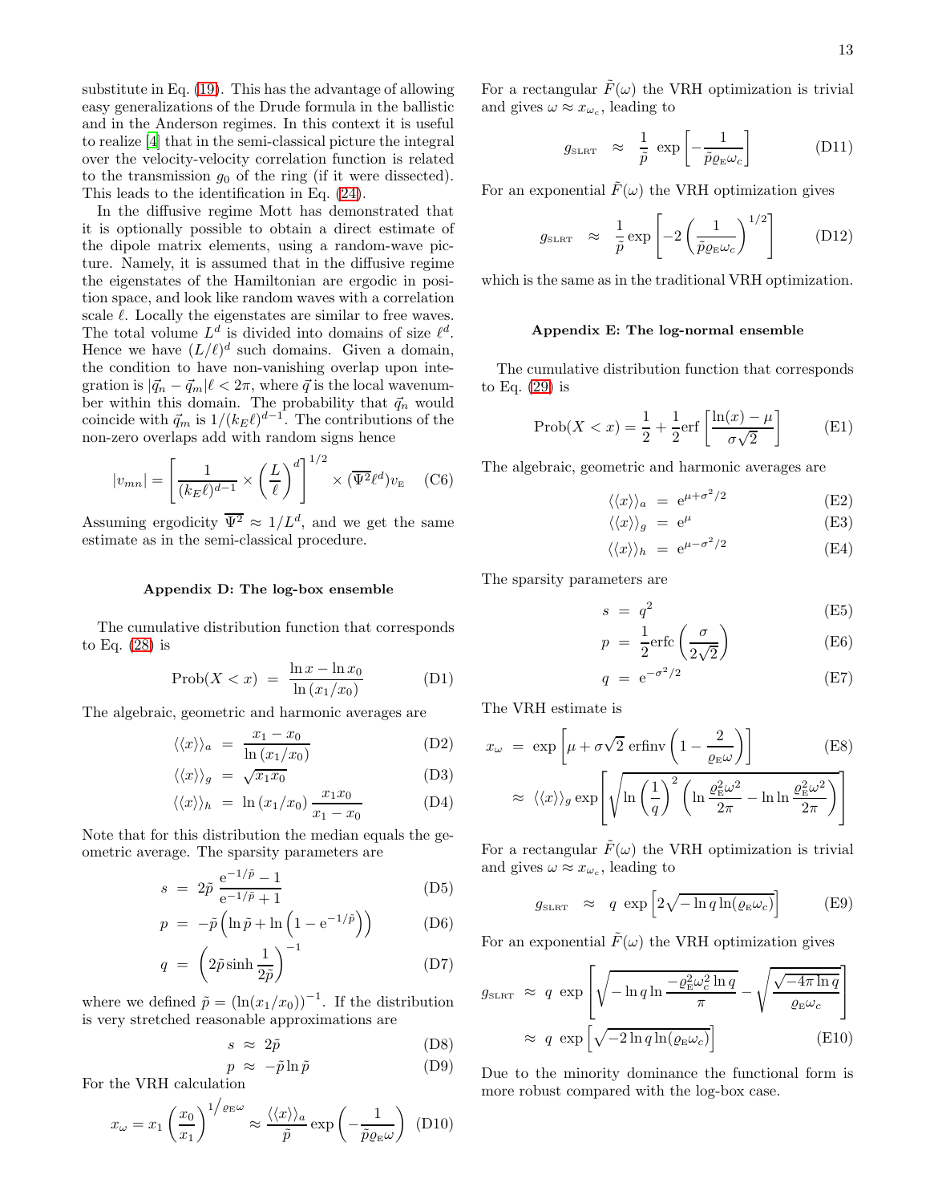substitute in Eq. (19). This has the advantage of allowing easy generalizations of the Drude formula in the ballistic and in the Anderson regimes. In this context it is useful to realize [4] that in the semi-classical picture the integral over the velocity-velocity correlation function is related to the transmission $g_0$ of the ring (if it were dissected). This leads to the identification in Eq. (24).

In the diffusive regime Mott has demonstrated that it is optionally possible to obtain a direct estimate of the dipole matrix elements, using a random-wave picture. Namely, it is assumed that in the diffusive regime the eigenstates of the Hamiltonian are ergodic in position space, and look like random waves with a correlation scale $\ell$. Locally the eigenstates are similar to free waves. The total volume $L^d$ is divided into domains of size $\ell^d$. Hence we have $(L/\ell)^d$ such domains. Given a domain, the condition to have non-vanishing overlap upon integration is $|\vec{q}_n - \vec{q}_m|\ell < 2\pi$, where $\vec{q}$ is the local wavenumber within this domain. The probability that $\vec{q}_n$ would coincide with $\vec{q}_m$ is $1/(k_E\ell)^{d-1}$. The contributions of the non-zero overlaps add with random signs hence

$$|v_{mn}| = \left[\frac{1}{(k_E\ell)^{d-1}} \times \left(\frac{L}{\ell}\right)^d\right]^{1/2} \times (\overline{\Psi^2}\ell^d)v_{\text{E}} \quad \text{(C6)}$$

Assuming ergodicity $\overline{\Psi^2} \approx 1/L^d$, and we get the same estimate as in the semi-classical procedure.

### Appendix D: The log-box ensemble

The cumulative distribution function that corresponds to Eq. (28) is

$$\text{Prob}(X < x) \;=\; \frac{\ln x - \ln x_0}{\ln(x_1/x_0)} \quad \text{(D1)}$$

The algebraic, geometric and harmonic averages are

$$\langle\langle x\rangle\rangle_a \;=\; \frac{x_1 - x_0}{\ln(x_1/x_0)} \quad \text{(D2)}$$

$$\langle\langle x\rangle\rangle_g \;=\; \sqrt{x_1 x_0} \quad \text{(D3)}$$

$$\langle\langle x\rangle\rangle_h \;=\; \ln(x_1/x_0)\,\frac{x_1 x_0}{x_1 - x_0} \quad \text{(D4)}$$

Note that for this distribution the median equals the geometric average. The sparsity parameters are

$$s \;=\; 2\tilde{p}\,\frac{\mathrm{e}^{-1/\tilde{p}} - 1}{\mathrm{e}^{-1/\tilde{p}} + 1} \quad \text{(D5)}$$

$$p \;=\; -\tilde{p}\left(\ln\tilde{p} + \ln\left(1 - \mathrm{e}^{-1/\tilde{p}}\right)\right) \quad \text{(D6)}$$

$$q \;=\; \left(2\tilde{p}\sinh\frac{1}{2\tilde{p}}\right)^{-1} \quad \text{(D7)}$$

where we defined $\tilde{p} = (\ln(x_1/x_0))^{-1}$. If the distribution is very stretched reasonable approximations are

$$s \;\approx\; 2\tilde{p} \quad \text{(D8)}$$

$$p \;\approx\; -\tilde{p}\ln\tilde{p} \quad \text{(D9)}$$

For the VRH calculation

$$x_\omega = x_1\left(\frac{x_0}{x_1}\right)^{1/\varrho_{\text{E}}\omega} \approx \frac{\langle\langle x\rangle\rangle_a}{\tilde{p}}\exp\left(-\frac{1}{\tilde{p}\varrho_{\text{E}}\omega}\right) \quad \text{(D10)}$$

For a rectangular $\tilde{F}(\omega)$ the VRH optimization is trivial and gives $\omega \approx x_{\omega_c}$, leading to

$$g_{\text{SLRT}} \;\approx\; \frac{1}{\tilde{p}}\,\exp\left[-\frac{1}{\tilde{p}\varrho_{\text{E}}\omega_c}\right] \quad \text{(D11)}$$

For an exponential $\tilde{F}(\omega)$ the VRH optimization gives

$$g_{\text{SLRT}} \;\approx\; \frac{1}{\tilde{p}}\exp\left[-2\left(\frac{1}{\tilde{p}\varrho_{\text{E}}\omega_c}\right)^{1/2}\right] \quad \text{(D12)}$$

which is the same as in the traditional VRH optimization.

### Appendix E: The log-normal ensemble

The cumulative distribution function that corresponds to Eq. (29) is

$$\text{Prob}(X < x) = \frac{1}{2} + \frac{1}{2}\text{erf}\left[\frac{\ln(x) - \mu}{\sigma\sqrt{2}}\right] \quad \text{(E1)}$$

The algebraic, geometric and harmonic averages are

$$\langle\langle x\rangle\rangle_a \;=\; \mathrm{e}^{\mu+\sigma^2/2} \quad \text{(E2)}$$

$$\langle\langle x\rangle\rangle_g \;=\; \mathrm{e}^{\mu} \quad \text{(E3)}$$

$$\langle\langle x\rangle\rangle_h \;=\; \mathrm{e}^{\mu-\sigma^2/2} \quad \text{(E4)}$$

The sparsity parameters are

$$s \;=\; q^2 \quad \text{(E5)}$$

$$p \;=\; \frac{1}{2}\text{erfc}\left(\frac{\sigma}{2\sqrt{2}}\right) \quad \text{(E6)}$$

$$q \;=\; \mathrm{e}^{-\sigma^2/2} \quad \text{(E7)}$$

The VRH estimate is

$$x_\omega \;=\; \exp\left[\mu + \sigma\sqrt{2}\,\text{erfinv}\left(1 - \frac{2}{\varrho_{\text{E}}\omega}\right)\right] \quad \text{(E8)}$$

$$\approx\; \langle\langle x\rangle\rangle_g \exp\left[\sqrt{\ln\left(\frac{1}{q}\right)^2\left(\ln\frac{\varrho_{\text{E}}^2\omega^2}{2\pi} - \ln\ln\frac{\varrho_{\text{E}}^2\omega^2}{2\pi}\right)}\right]$$

For a rectangular $\tilde{F}(\omega)$ the VRH optimization is trivial and gives $\omega \approx x_{\omega_c}$, leading to

$$g_{\text{SLRT}} \;\approx\; q\,\exp\left[2\sqrt{-\ln q\ln(\varrho_{\text{E}}\omega_c)}\right] \quad \text{(E9)}$$

For an exponential $\tilde{F}(\omega)$ the VRH optimization gives

$$g_{\text{SLRT}} \;\approx\; q\,\exp\left[\sqrt{-\ln q\ln\frac{-\varrho_{\text{E}}^2\omega_c^2\ln q}{\pi}} - \sqrt{\frac{\sqrt{-4\pi\ln q}}{\varrho_{\text{E}}\omega_c}}\right]$$

$$\approx\; q\,\exp\left[\sqrt{-2\ln q\ln(\varrho_{\text{E}}\omega_c)}\right] \quad \text{(E10)}$$

Due to the minority dominance the functional form is more robust compared with the log-box case.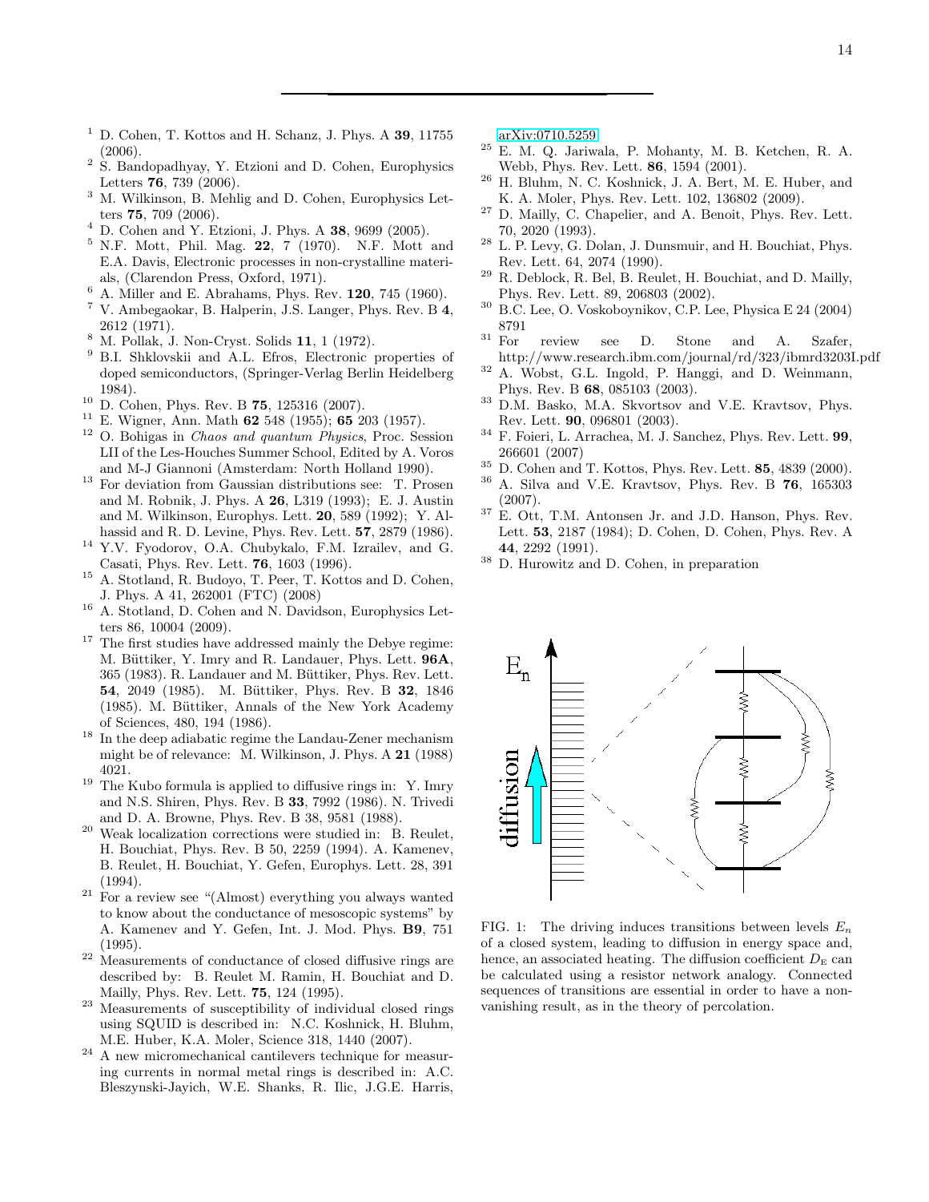1. D. Cohen, T. Kottos and H. Schanz, J. Phys. A **39**, 11755 (2006).
2. S. Bandopadhyay, Y. Etzioni and D. Cohen, Europhysics Letters **76**, 739 (2006).
3. M. Wilkinson, B. Mehlig and D. Cohen, Europhysics Letters **75**, 709 (2006).
4. D. Cohen and Y. Etzioni, J. Phys. A **38**, 9699 (2005).
5. N.F. Mott, Phil. Mag. **22**, 7 (1970). N.F. Mott and E.A. Davis, Electronic processes in non-crystalline materials, (Clarendon Press, Oxford, 1971).
6. A. Miller and E. Abrahams, Phys. Rev. **120**, 745 (1960).
7. V. Ambegaokar, B. Halperin, J.S. Langer, Phys. Rev. B **4**, 2612 (1971).
8. M. Pollak, J. Non-Cryst. Solids **11**, 1 (1972).
9. B.I. Shklovskii and A.L. Efros, Electronic properties of doped semiconductors, (Springer-Verlag Berlin Heidelberg 1984).
10. D. Cohen, Phys. Rev. B **75**, 125316 (2007).
11. E. Wigner, Ann. Math **62** 548 (1955); **65** 203 (1957).
12. O. Bohigas in *Chaos and quantum Physics*, Proc. Session LII of the Les-Houches Summer School, Edited by A. Voros and M-J Giannoni (Amsterdam: North Holland 1990).
13. For deviation from Gaussian distributions see: T. Prosen and M. Robnik, J. Phys. A **26**, L319 (1993); E. J. Austin and M. Wilkinson, Europhys. Lett. **20**, 589 (1992); Y. Alhassid and R. D. Levine, Phys. Rev. Lett. **57**, 2879 (1986).
14. Y.V. Fyodorov, O.A. Chubykalo, F.M. Izrailev, and G. Casati, Phys. Rev. Lett. **76**, 1603 (1996).
15. A. Stotland, R. Budoyo, T. Peer, T. Kottos and D. Cohen, J. Phys. A 41, 262001 (FTC) (2008)
16. A. Stotland, D. Cohen and N. Davidson, Europhysics Letters 86, 10004 (2009).
17. The first studies have addressed mainly the Debye regime: M. Büttiker, Y. Imry and R. Landauer, Phys. Lett. **96A**, 365 (1983). R. Landauer and M. Büttiker, Phys. Rev. Lett. **54**, 2049 (1985). M. Büttiker, Phys. Rev. B **32**, 1846 (1985). M. Büttiker, Annals of the New York Academy of Sciences, 480, 194 (1986).
18. In the deep adiabatic regime the Landau-Zener mechanism might be of relevance: M. Wilkinson, J. Phys. A **21** (1988) 4021.
19. The Kubo formula is applied to diffusive rings in: Y. Imry and N.S. Shiren, Phys. Rev. B **33**, 7992 (1986). N. Trivedi and D. A. Browne, Phys. Rev. B 38, 9581 (1988).
20. Weak localization corrections were studied in: B. Reulet, H. Bouchiat, Phys. Rev. B 50, 2259 (1994). A. Kamenev, B. Reulet, H. Bouchiat, Y. Gefen, Europhys. Lett. 28, 391 (1994).
21. For a review see "(Almost) everything you always wanted to know about the conductance of mesoscopic systems" by A. Kamenev and Y. Gefen, Int. J. Mod. Phys. **B9**, 751 (1995).
22. Measurements of conductance of closed diffusive rings are described by: B. Reulet M. Ramin, H. Bouchiat and D. Mailly, Phys. Rev. Lett. **75**, 124 (1995).
23. Measurements of susceptibility of individual closed rings using SQUID is described in: N.C. Koshnick, H. Bluhm, M.E. Huber, K.A. Moler, Science 318, 1440 (2007).
24. A new micromechanical cantilevers technique for measuring currents in normal metal rings is described in: A.C. Bleszynski-Jayich, W.E. Shanks, R. Ilic, J.G.E. Harris, arXiv:0710.5259
25. E. M. Q. Jariwala, P. Mohanty, M. B. Ketchen, R. A. Webb, Phys. Rev. Lett. **86**, 1594 (2001).
26. H. Bluhm, N. C. Koshnick, J. A. Bert, M. E. Huber, and K. A. Moler, Phys. Rev. Lett. 102, 136802 (2009).
27. D. Mailly, C. Chapelier, and A. Benoit, Phys. Rev. Lett. 70, 2020 (1993).
28. L. P. Levy, G. Dolan, J. Dunsmuir, and H. Bouchiat, Phys. Rev. Lett. 64, 2074 (1990).
29. R. Deblock, R. Bel, B. Reulet, H. Bouchiat, and D. Mailly, Phys. Rev. Lett. 89, 206803 (2002).
30. B.C. Lee, O. Voskoboynikov, C.P. Lee, Physica E 24 (2004) 8791
31. For review see D. Stone and A. Szafer, http://www.research.ibm.com/journal/rd/323/ibmrd3203I.pdf
32. A. Wobst, G.L. Ingold, P. Hanggi, and D. Weinmann, Phys. Rev. B **68**, 085103 (2003).
33. D.M. Basko, M.A. Skvortsov and V.E. Kravtsov, Phys. Rev. Lett. **90**, 096801 (2003).
34. F. Foieri, L. Arrachea, M. J. Sanchez, Phys. Rev. Lett. **99**, 266601 (2007)
35. D. Cohen and T. Kottos, Phys. Rev. Lett. **85**, 4839 (2000).
36. A. Silva and V.E. Kravtsov, Phys. Rev. B **76**, 165303 (2007).
37. E. Ott, T.M. Antonsen Jr. and J.D. Hanson, Phys. Rev. Lett. **53**, 2187 (1984); D. Cohen, D. Cohen, Phys. Rev. A **44**, 2292 (1991).
38. D. Hurowitz and D. Cohen, in preparation

FIG. 1: The driving induces transitions between levels $E_n$ of a closed system, leading to diffusion in energy space and, hence, an associated heating. The diffusion coefficient $D_{\text{E}}$ can be calculated using a resistor network analogy. Connected sequences of transitions are essential in order to have a non-vanishing result, as in the theory of percolation.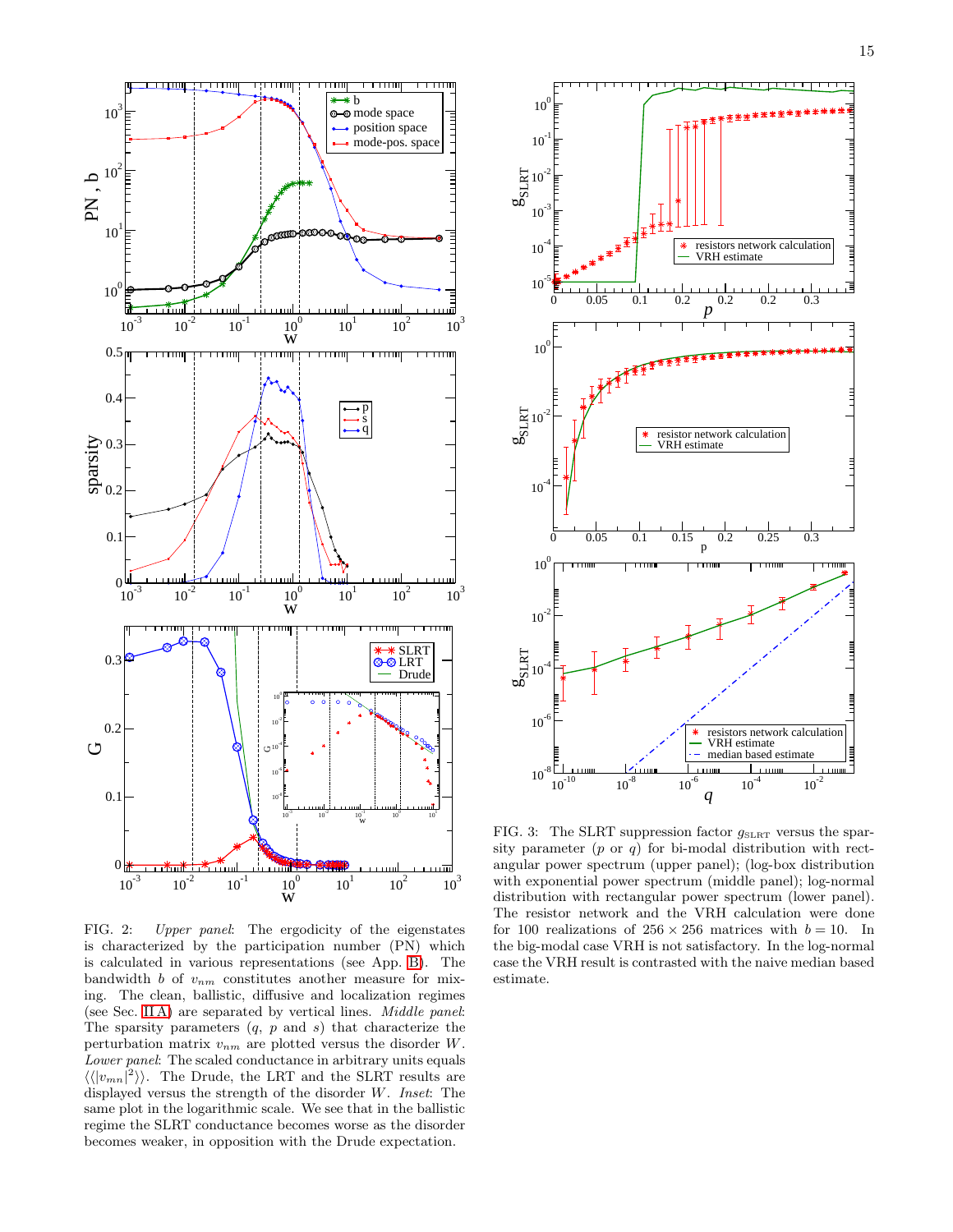FIG. 2: *Upper panel*: The ergodicity of the eigenstates is characterized by the participation number (PN) which is calculated in various representations (see App. B). The bandwidth $b$ of $v_{nm}$ constitutes another measure for mixing. The clean, ballistic, diffusive and localization regimes (see Sec. III A) are separated by vertical lines. *Middle panel*: The sparsity parameters ($q$, $p$ and $s$) that characterize the perturbation matrix $v_{nm}$ are plotted versus the disorder $W$. *Lower panel*: The scaled conductance in arbitrary units equals $\langle\langle|v_{mn}|^2\rangle\rangle$. The Drude, the LRT and the SLRT results are displayed versus the strength of the disorder $W$. *Inset*: The same plot in the logarithmic scale. We see that in the ballistic regime the SLRT conductance becomes worse as the disorder becomes weaker, in opposition with the Drude expectation.

FIG. 3: The SLRT suppression factor $g_{\text{SLRT}}$ versus the sparsity parameter ($p$ or $q$) for bi-modal distribution with rectangular power spectrum (upper panel); (log-box distribution with exponential power spectrum (middle panel); log-normal distribution with rectangular power spectrum (lower panel). The resistor network and the VRH calculation were done for 100 realizations of $256 \times 256$ matrices with $b = 10$. In the big-modal case VRH is not satisfactory. In the log-normal case the VRH result is contrasted with the naive median based estimate.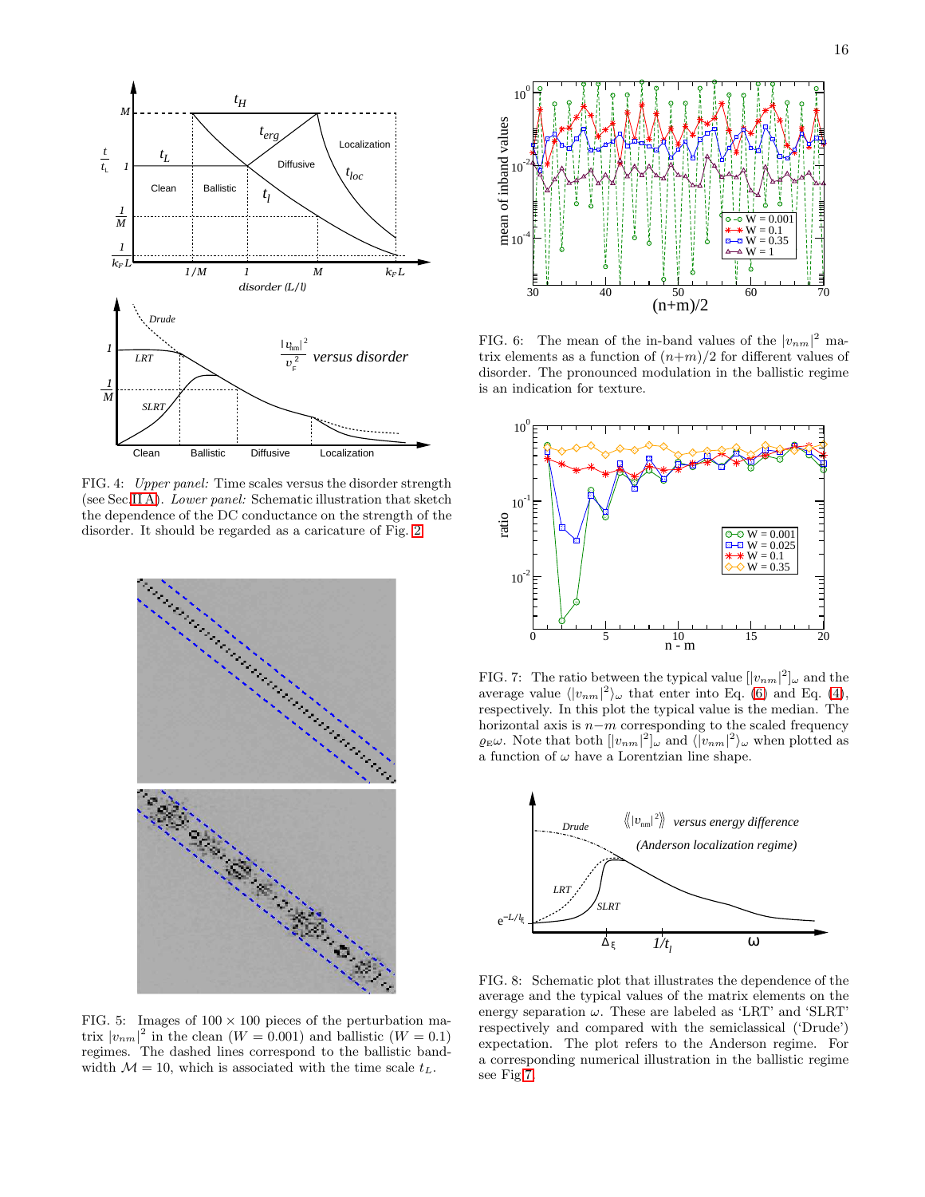M

$t_H$

$t_{erg}$

$\frac{t}{t_L}$

$t_L$

1

Localization

Diffusive

$t_{loc}$

Clean

Ballistic

$t_l$

$\frac{1}{M}$

$\frac{1}{k_F L}$

$1/M$

1

M

$k_F L$

disorder (L/l)

Drude

1

LRT

$\frac{|v_{nm}|^2}{v_F^2}$ versus disorder

$\frac{1}{M}$

SLRT

Clean

Ballistic

Diffusive

Localization

FIG. 4: *Upper panel:* Time scales versus the disorder strength (see Sec. II A). *Lower panel:* Schematic illustration that sketch the dependence of the DC conductance on the strength of the disorder. It should be regarded as a caricature of Fig. 2

FIG. 5: Images of $100 \times 100$ pieces of the perturbation matrix $|v_{nm}|^2$ in the clean ($W = 0.001$) and ballistic ($W = 0.1$) regimes. The dashed lines correspond to the ballistic bandwidth $\mathcal{M} = 10$, which is associated with the time scale $t_L$.

mean of inband values

$10^0$

$10^{-2}$

$10^{-4}$

W = 0.001

W = 0.1

W = 0.35

W = 1

30

40

50

60

70

(n+m)/2

FIG. 6: The mean of the in-band values of the $|v_{nm}|^2$ matrix elements as a function of $(n+m)/2$ for different values of disorder. The pronounced modulation in the ballistic regime is an indication for texture.

ratio

$10^0$

$10^{-1}$

$10^{-2}$

W = 0.001

W = 0.025

W = 0.1

W = 0.35

0

5

10

15

20

n - m

FIG. 7: The ratio between the typical value $[|v_{nm}|^2]_\omega$ and the average value $\langle|v_{nm}|^2\rangle_\omega$ that enter into Eq. (6) and Eq. (4), respectively. In this plot the typical value is the median. The horizontal axis is $n-m$ corresponding to the scaled frequency $\varrho_E\omega$. Note that both $[|v_{nm}|^2]_\omega$ and $\langle|v_{nm}|^2\rangle_\omega$ when plotted as a function of $\omega$ have a Lorentzian line shape.

Drude

$\langle\langle|v_{nm}|^2\rangle\rangle$ versus energy difference

(Anderson localization regime)

LRT

SLRT

$e^{-L/\xi}$

$\Delta_\xi$

$1/t_l$

$\omega$

FIG. 8: Schematic plot that illustrates the dependence of the average and the typical values of the matrix elements on the energy separation $\omega$. These are labeled as 'LRT' and 'SLRT' respectively and compared with the semiclassical ('Drude') expectation. The plot refers to the Anderson regime. For a corresponding numerical illustration in the ballistic regime see Fig. 7.